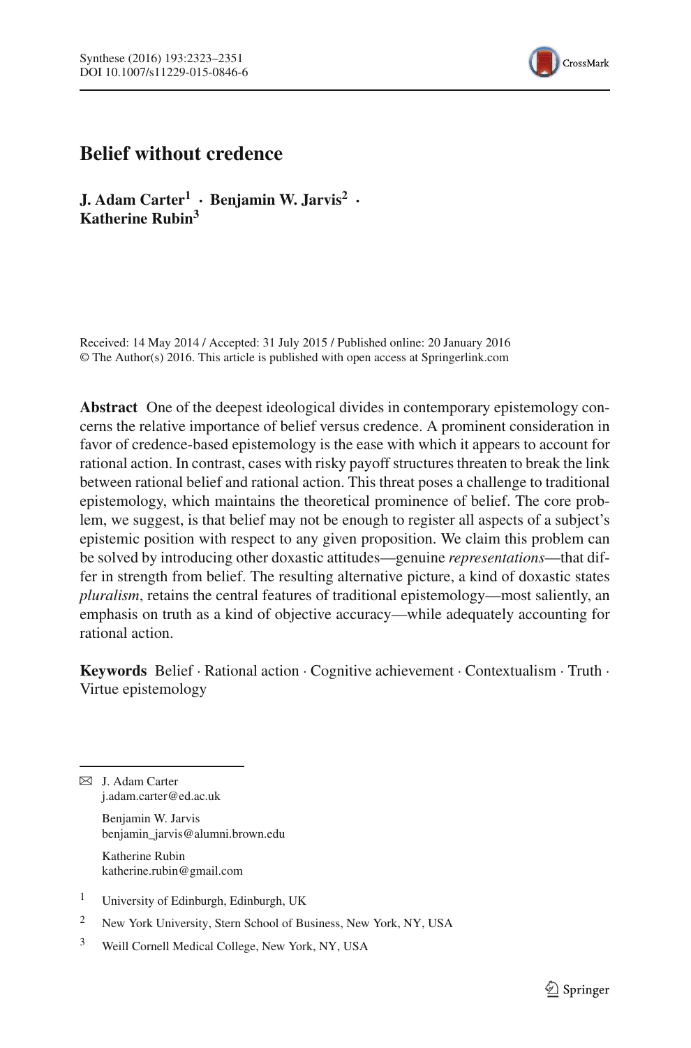# Belief without credence

**J. Adam Carter[1] · Benjamin W. Jarvis[2] · Katherine Rubin[3]**

Received: 14 May 2014 / Accepted: 31 July 2015 / Published online: 20 January 2016
© The Author(s) 2016. This article is published with open access at Springerlink.com

**Abstract** One of the deepest ideological divides in contemporary epistemology concerns the relative importance of belief versus credence. A prominent consideration in favor of credence-based epistemology is the ease with which it appears to account for rational action. In contrast, cases with risky payoff structures threaten to break the link between rational belief and rational action. This threat poses a challenge to traditional epistemology, which maintains the theoretical prominence of belief. The core problem, we suggest, is that belief may not be enough to register all aspects of a subject's epistemic position with respect to any given proposition. We claim this problem can be solved by introducing other doxastic attitudes—genuine *representations*—that differ in strength from belief. The resulting alternative picture, a kind of doxastic states *pluralism*, retains the central features of traditional epistemology—most saliently, an emphasis on truth as a kind of objective accuracy—while adequately accounting for rational action.

**Keywords** Belief · Rational action · Cognitive achievement · Contextualism · Truth · Virtue epistemology

✉ J. Adam Carter
j.adam.carter@ed.ac.uk

Benjamin W. Jarvis
benjamin_jarvis@alumni.brown.edu

Katherine Rubin
katherine.rubin@gmail.com

[1] University of Edinburgh, Edinburgh, UK

[2] New York University, Stern School of Business, New York, NY, USA

[3] Weill Cornell Medical College, New York, NY, USA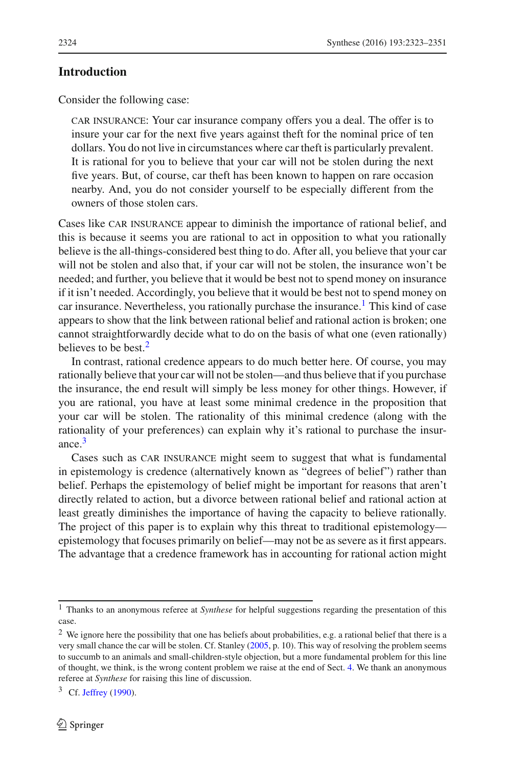## Introduction

Consider the following case:

> CAR INSURANCE: Your car insurance company offers you a deal. The offer is to insure your car for the next five years against theft for the nominal price of ten dollars. You do not live in circumstances where car theft is particularly prevalent. It is rational for you to believe that your car will not be stolen during the next five years. But, of course, car theft has been known to happen on rare occasion nearby. And, you do not consider yourself to be especially different from the owners of those stolen cars.

Cases like CAR INSURANCE appear to diminish the importance of rational belief, and this is because it seems you are rational to act in opposition to what you rationally believe is the all-things-considered best thing to do. After all, you believe that your car will not be stolen and also that, if your car will not be stolen, the insurance won't be needed; and further, you believe that it would be best not to spend money on insurance if it isn't needed. Accordingly, you believe that it would be best not to spend money on car insurance. Nevertheless, you rationally purchase the insurance.[1] This kind of case appears to show that the link between rational belief and rational action is broken; one cannot straightforwardly decide what to do on the basis of what one (even rationally) believes to be best.[2]

In contrast, rational credence appears to do much better here. Of course, you may rationally believe that your car will not be stolen—and thus believe that if you purchase the insurance, the end result will simply be less money for other things. However, if you are rational, you have at least some minimal credence in the proposition that your car will be stolen. The rationality of this minimal credence (along with the rationality of your preferences) can explain why it's rational to purchase the insurance.[3]

Cases such as CAR INSURANCE might seem to suggest that what is fundamental in epistemology is credence (alternatively known as "degrees of belief") rather than belief. Perhaps the epistemology of belief might be important for reasons that aren't directly related to action, but a divorce between rational belief and rational action at least greatly diminishes the importance of having the capacity to believe rationally. The project of this paper is to explain why this threat to traditional epistemology—epistemology that focuses primarily on belief—may not be as severe as it first appears. The advantage that a credence framework has in accounting for rational action might

---

[1] Thanks to an anonymous referee at *Synthese* for helpful suggestions regarding the presentation of this case.

[2] We ignore here the possibility that one has beliefs about probabilities, e.g. a rational belief that there is a very small chance the car will be stolen. Cf. Stanley (2005, p. 10). This way of resolving the problem seems to succumb to an animals and small-children-style objection, but a more fundamental problem for this line of thought, we think, is the wrong content problem we raise at the end of Sect. 4. We thank an anonymous referee at *Synthese* for raising this line of discussion.

[3] Cf. Jeffrey (1990).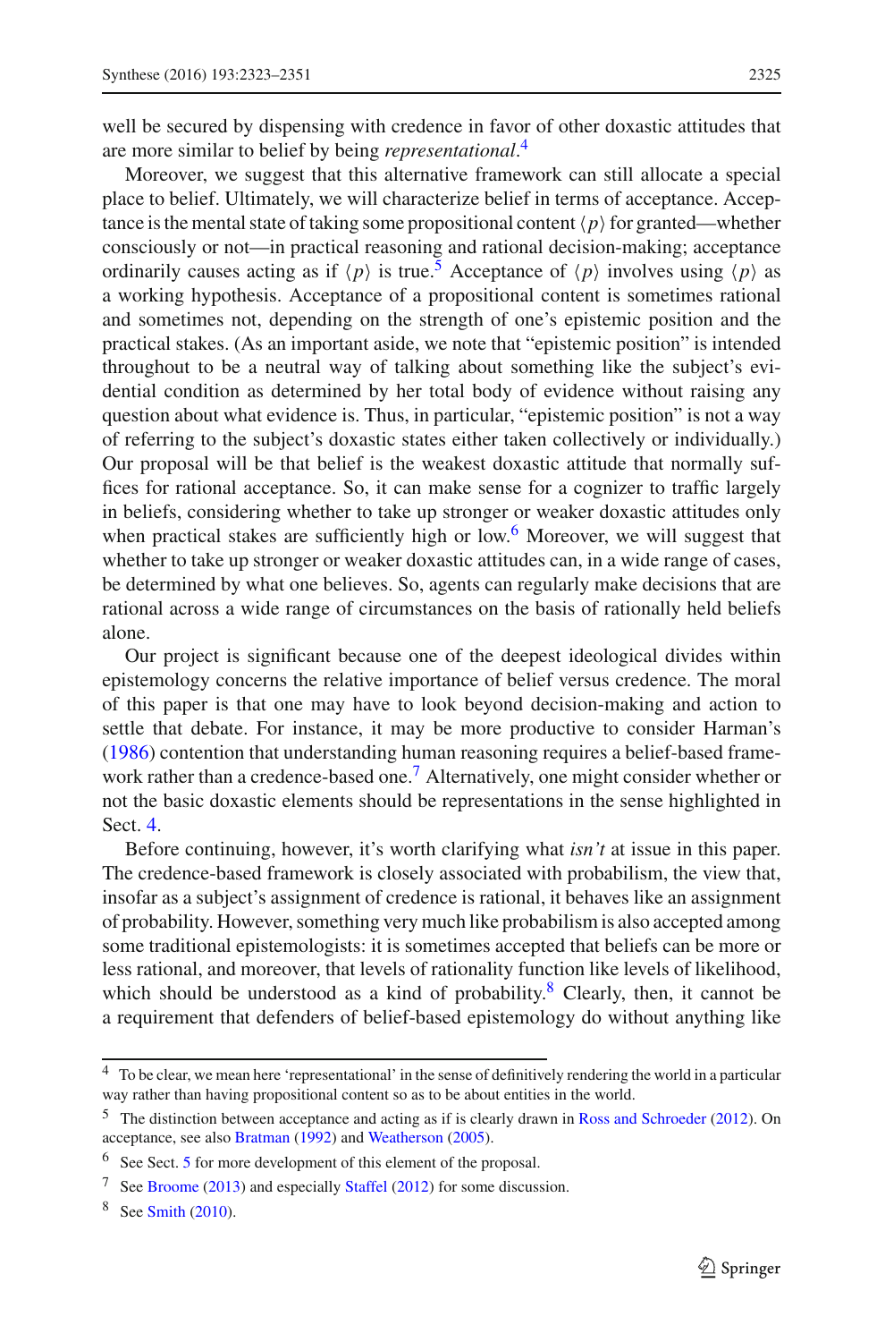well be secured by dispensing with credence in favor of other doxastic attitudes that are more similar to belief by being *representational*.[4]

Moreover, we suggest that this alternative framework can still allocate a special place to belief. Ultimately, we will characterize belief in terms of acceptance. Acceptance is the mental state of taking some propositional content $\langle p \rangle$ for granted—whether consciously or not—in practical reasoning and rational decision-making; acceptance ordinarily causes acting as if $\langle p \rangle$ is true.[5] Acceptance of $\langle p \rangle$ involves using $\langle p \rangle$ as a working hypothesis. Acceptance of a propositional content is sometimes rational and sometimes not, depending on the strength of one's epistemic position and the practical stakes. (As an important aside, we note that "epistemic position" is intended throughout to be a neutral way of talking about something like the subject's evidential condition as determined by her total body of evidence without raising any question about what evidence is. Thus, in particular, "epistemic position" is not a way of referring to the subject's doxastic states either taken collectively or individually.) Our proposal will be that belief is the weakest doxastic attitude that normally suffices for rational acceptance. So, it can make sense for a cognizer to traffic largely in beliefs, considering whether to take up stronger or weaker doxastic attitudes only when practical stakes are sufficiently high or low.[6] Moreover, we will suggest that whether to take up stronger or weaker doxastic attitudes can, in a wide range of cases, be determined by what one believes. So, agents can regularly make decisions that are rational across a wide range of circumstances on the basis of rationally held beliefs alone.

Our project is significant because one of the deepest ideological divides within epistemology concerns the relative importance of belief versus credence. The moral of this paper is that one may have to look beyond decision-making and action to settle that debate. For instance, it may be more productive to consider Harman's (1986) contention that understanding human reasoning requires a belief-based framework rather than a credence-based one.[7] Alternatively, one might consider whether or not the basic doxastic elements should be representations in the sense highlighted in Sect. 4.

Before continuing, however, it's worth clarifying what *isn't* at issue in this paper. The credence-based framework is closely associated with probabilism, the view that, insofar as a subject's assignment of credence is rational, it behaves like an assignment of probability. However, something very much like probabilism is also accepted among some traditional epistemologists: it is sometimes accepted that beliefs can be more or less rational, and moreover, that levels of rationality function like levels of likelihood, which should be understood as a kind of probability.[8] Clearly, then, it cannot be a requirement that defenders of belief-based epistemology do without anything like

---

[4] To be clear, we mean here 'representational' in the sense of definitively rendering the world in a particular way rather than having propositional content so as to be about entities in the world.

[5] The distinction between acceptance and acting as if is clearly drawn in Ross and Schroeder (2012). On acceptance, see also Bratman (1992) and Weatherson (2005).

[6] See Sect. 5 for more development of this element of the proposal.

[7] See Broome (2013) and especially Staffel (2012) for some discussion.

[8] See Smith (2010).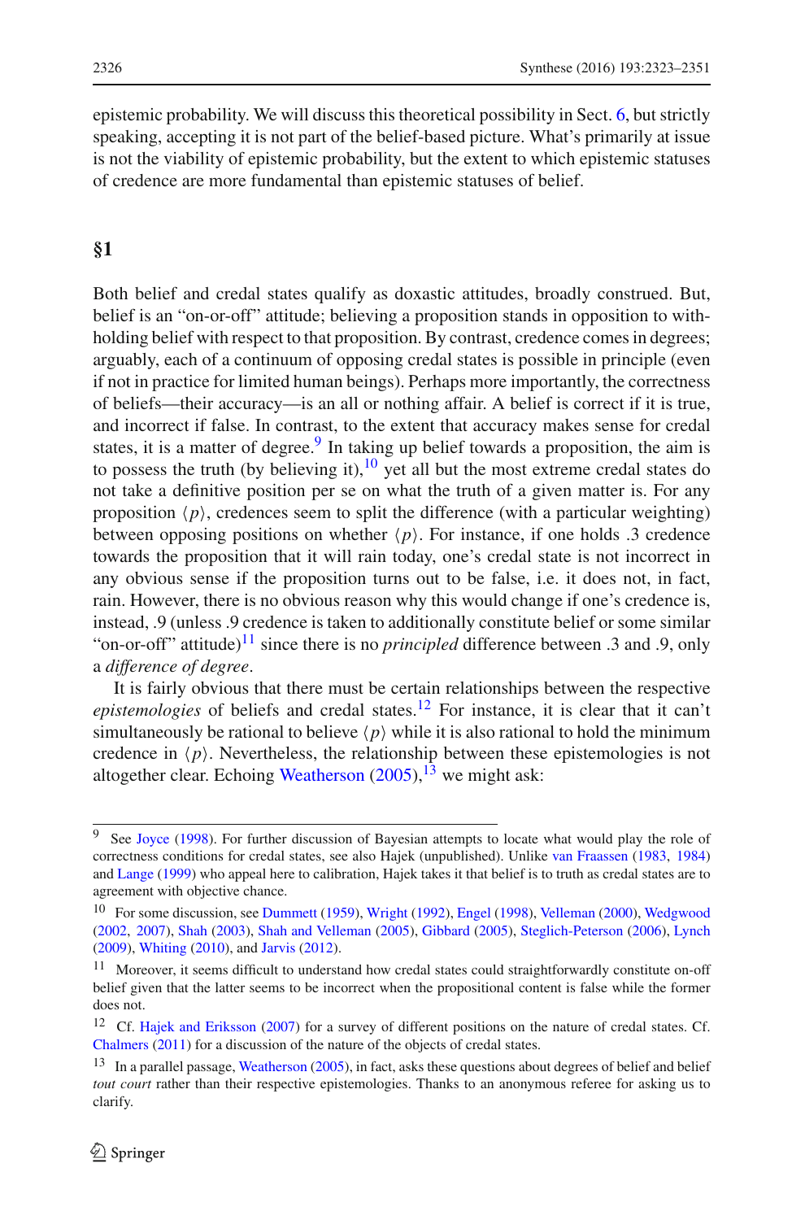epistemic probability. We will discuss this theoretical possibility in Sect. 6, but strictly speaking, accepting it is not part of the belief-based picture. What's primarily at issue is not the viability of epistemic probability, but the extent to which epistemic statuses of credence are more fundamental than epistemic statuses of belief.

## §1

Both belief and credal states qualify as doxastic attitudes, broadly construed. But, belief is an "on-or-off" attitude; believing a proposition stands in opposition to withholding belief with respect to that proposition. By contrast, credence comes in degrees; arguably, each of a continuum of opposing credal states is possible in principle (even if not in practice for limited human beings). Perhaps more importantly, the correctness of beliefs—their accuracy—is an all or nothing affair. A belief is correct if it is true, and incorrect if false. In contrast, to the extent that accuracy makes sense for credal states, it is a matter of degree.[9] In taking up belief towards a proposition, the aim is to possess the truth (by believing it),[10] yet all but the most extreme credal states do not take a definitive position per se on what the truth of a given matter is. For any proposition ⟨*p*⟩, credences seem to split the difference (with a particular weighting) between opposing positions on whether ⟨*p*⟩. For instance, if one holds .3 credence towards the proposition that it will rain today, one's credal state is not incorrect in any obvious sense if the proposition turns out to be false, i.e. it does not, in fact, rain. However, there is no obvious reason why this would change if one's credence is, instead, .9 (unless .9 credence is taken to additionally constitute belief or some similar "on-or-off" attitude)[11] since there is no *principled* difference between .3 and .9, only a *difference of degree*.

It is fairly obvious that there must be certain relationships between the respective *epistemologies* of beliefs and credal states.[12] For instance, it is clear that it can't simultaneously be rational to believe ⟨*p*⟩ while it is also rational to hold the minimum credence in ⟨*p*⟩. Nevertheless, the relationship between these epistemologies is not altogether clear. Echoing Weatherson (2005),[13] we might ask:

---

[9] See Joyce (1998). For further discussion of Bayesian attempts to locate what would play the role of correctness conditions for credal states, see also Hajek (unpublished). Unlike van Fraassen (1983, 1984) and Lange (1999) who appeal here to calibration, Hajek takes it that belief is to truth as credal states are to agreement with objective chance.

[10] For some discussion, see Dummett (1959), Wright (1992), Engel (1998), Velleman (2000), Wedgwood (2002, 2007), Shah (2003), Shah and Velleman (2005), Gibbard (2005), Steglich-Peterson (2006), Lynch (2009), Whiting (2010), and Jarvis (2012).

[11] Moreover, it seems difficult to understand how credal states could straightforwardly constitute on-off belief given that the latter seems to be incorrect when the propositional content is false while the former does not.

[12] Cf. Hajek and Eriksson (2007) for a survey of different positions on the nature of credal states. Cf. Chalmers (2011) for a discussion of the nature of the objects of credal states.

[13] In a parallel passage, Weatherson (2005), in fact, asks these questions about degrees of belief and belief *tout court* rather than their respective epistemologies. Thanks to an anonymous referee for asking us to clarify.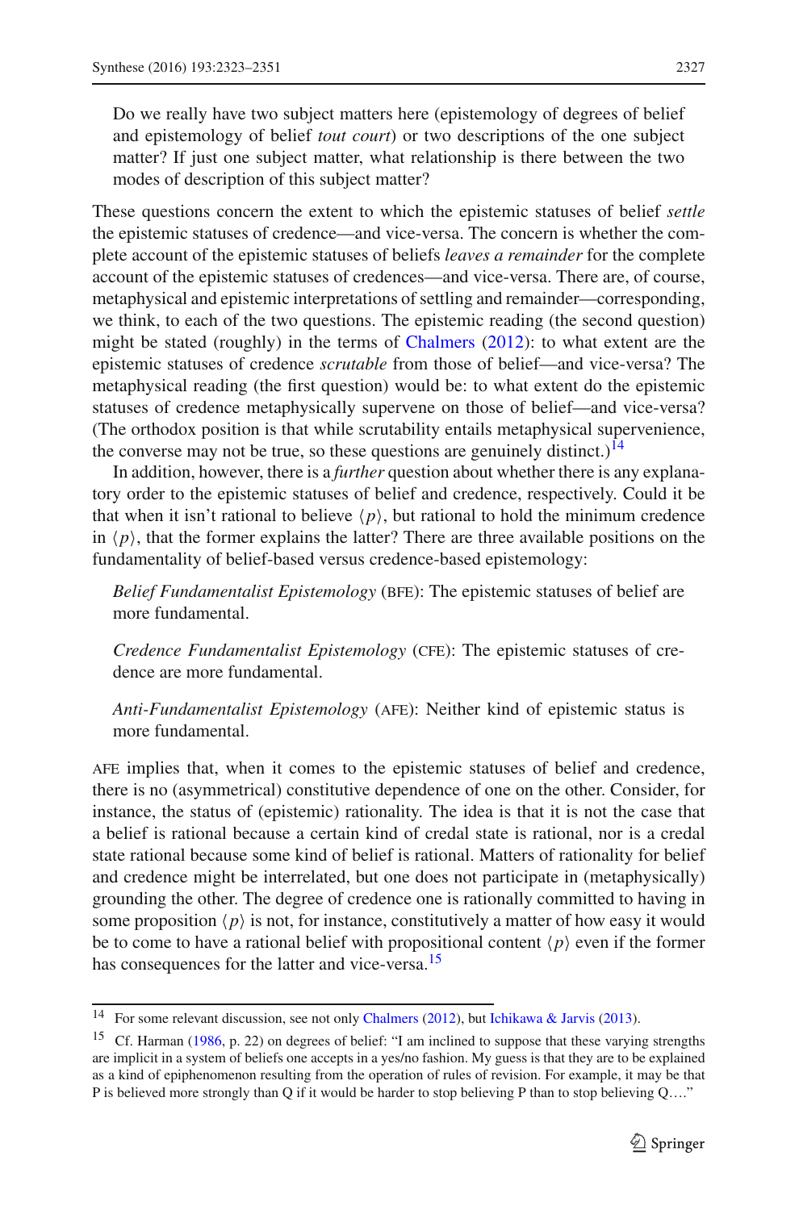> Do we really have two subject matters here (epistemology of degrees of belief and epistemology of belief *tout court*) or two descriptions of the one subject matter? If just one subject matter, what relationship is there between the two modes of description of this subject matter?

These questions concern the extent to which the epistemic statuses of belief *settle* the epistemic statuses of credence—and vice-versa. The concern is whether the complete account of the epistemic statuses of beliefs *leaves a remainder* for the complete account of the epistemic statuses of credences—and vice-versa. There are, of course, metaphysical and epistemic interpretations of settling and remainder—corresponding, we think, to each of the two questions. The epistemic reading (the second question) might be stated (roughly) in the terms of Chalmers (2012): to what extent are the epistemic statuses of credence *scrutable* from those of belief—and vice-versa? The metaphysical reading (the first question) would be: to what extent do the epistemic statuses of credence metaphysically supervene on those of belief—and vice-versa? (The orthodox position is that while scrutability entails metaphysical supervenience, the converse may not be true, so these questions are genuinely distinct.)[14]

In addition, however, there is a *further* question about whether there is any explanatory order to the epistemic statuses of belief and credence, respectively. Could it be that when it isn't rational to believe $\langle p \rangle$, but rational to hold the minimum credence in $\langle p \rangle$, that the former explains the latter? There are three available positions on the fundamentality of belief-based versus credence-based epistemology:

> *Belief Fundamentalist Epistemology* (BFE): The epistemic statuses of belief are more fundamental.

> *Credence Fundamentalist Epistemology* (CFE): The epistemic statuses of credence are more fundamental.

> *Anti-Fundamentalist Epistemology* (AFE): Neither kind of epistemic status is more fundamental.

AFE implies that, when it comes to the epistemic statuses of belief and credence, there is no (asymmetrical) constitutive dependence of one on the other. Consider, for instance, the status of (epistemic) rationality. The idea is that it is not the case that a belief is rational because a certain kind of credal state is rational, nor is a credal state rational because some kind of belief is rational. Matters of rationality for belief and credence might be interrelated, but one does not participate in (metaphysically) grounding the other. The degree of credence one is rationally committed to having in some proposition $\langle p \rangle$ is not, for instance, constitutively a matter of how easy it would be to come to have a rational belief with propositional content $\langle p \rangle$ even if the former has consequences for the latter and vice-versa.[15]

---

[14] For some relevant discussion, see not only Chalmers (2012), but Ichikawa & Jarvis (2013).

[15] Cf. Harman (1986, p. 22) on degrees of belief: "I am inclined to suppose that these varying strengths are implicit in a system of beliefs one accepts in a yes/no fashion. My guess is that they are to be explained as a kind of epiphenomenon resulting from the operation of rules of revision. For example, it may be that P is believed more strongly than Q if it would be harder to stop believing P than to stop believing Q…."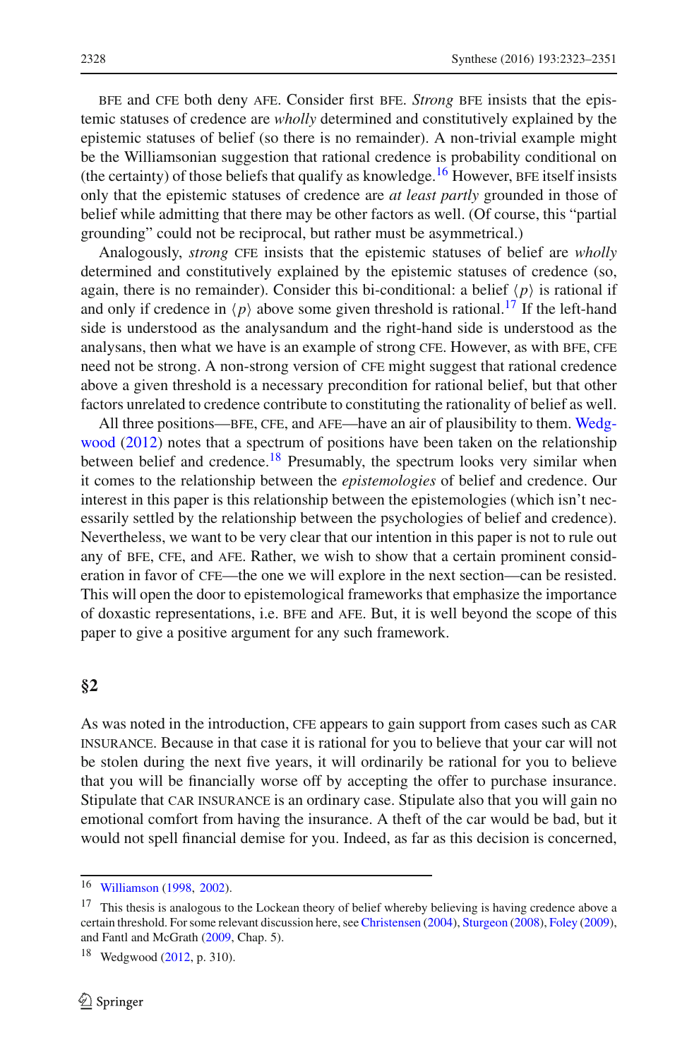BFE and CFE both deny AFE. Consider first BFE. *Strong* BFE insists that the epistemic statuses of credence are *wholly* determined and constitutively explained by the epistemic statuses of belief (so there is no remainder). A non-trivial example might be the Williamsonian suggestion that rational credence is probability conditional on (the certainty) of those beliefs that qualify as knowledge.[16] However, BFE itself insists only that the epistemic statuses of credence are *at least partly* grounded in those of belief while admitting that there may be other factors as well. (Of course, this "partial grounding" could not be reciprocal, but rather must be asymmetrical.)

Analogously, *strong* CFE insists that the epistemic statuses of belief are *wholly* determined and constitutively explained by the epistemic statuses of credence (so, again, there is no remainder). Consider this bi-conditional: a belief $\langle p \rangle$ is rational if and only if credence in $\langle p \rangle$ above some given threshold is rational.[17] If the left-hand side is understood as the analysandum and the right-hand side is understood as the analysans, then what we have is an example of strong CFE. However, as with BFE, CFE need not be strong. A non-strong version of CFE might suggest that rational credence above a given threshold is a necessary precondition for rational belief, but that other factors unrelated to credence contribute to constituting the rationality of belief as well.

All three positions—BFE, CFE, and AFE—have an air of plausibility to them. Wedgwood (2012) notes that a spectrum of positions have been taken on the relationship between belief and credence.[18] Presumably, the spectrum looks very similar when it comes to the relationship between the *epistemologies* of belief and credence. Our interest in this paper is this relationship between the epistemologies (which isn't necessarily settled by the relationship between the psychologies of belief and credence). Nevertheless, we want to be very clear that our intention in this paper is not to rule out any of BFE, CFE, and AFE. Rather, we wish to show that a certain prominent consideration in favor of CFE—the one we will explore in the next section—can be resisted. This will open the door to epistemological frameworks that emphasize the importance of doxastic representations, i.e. BFE and AFE. But, it is well beyond the scope of this paper to give a positive argument for any such framework.

## §2

As was noted in the introduction, CFE appears to gain support from cases such as CAR INSURANCE. Because in that case it is rational for you to believe that your car will not be stolen during the next five years, it will ordinarily be rational for you to believe that you will be financially worse off by accepting the offer to purchase insurance. Stipulate that CAR INSURANCE is an ordinary case. Stipulate also that you will gain no emotional comfort from having the insurance. A theft of the car would be bad, but it would not spell financial demise for you. Indeed, as far as this decision is concerned,

---

[16] Williamson (1998, 2002).

[17] This thesis is analogous to the Lockean theory of belief whereby believing is having credence above a certain threshold. For some relevant discussion here, see Christensen (2004), Sturgeon (2008), Foley (2009), and Fantl and McGrath (2009, Chap. 5).

[18] Wedgwood (2012, p. 310).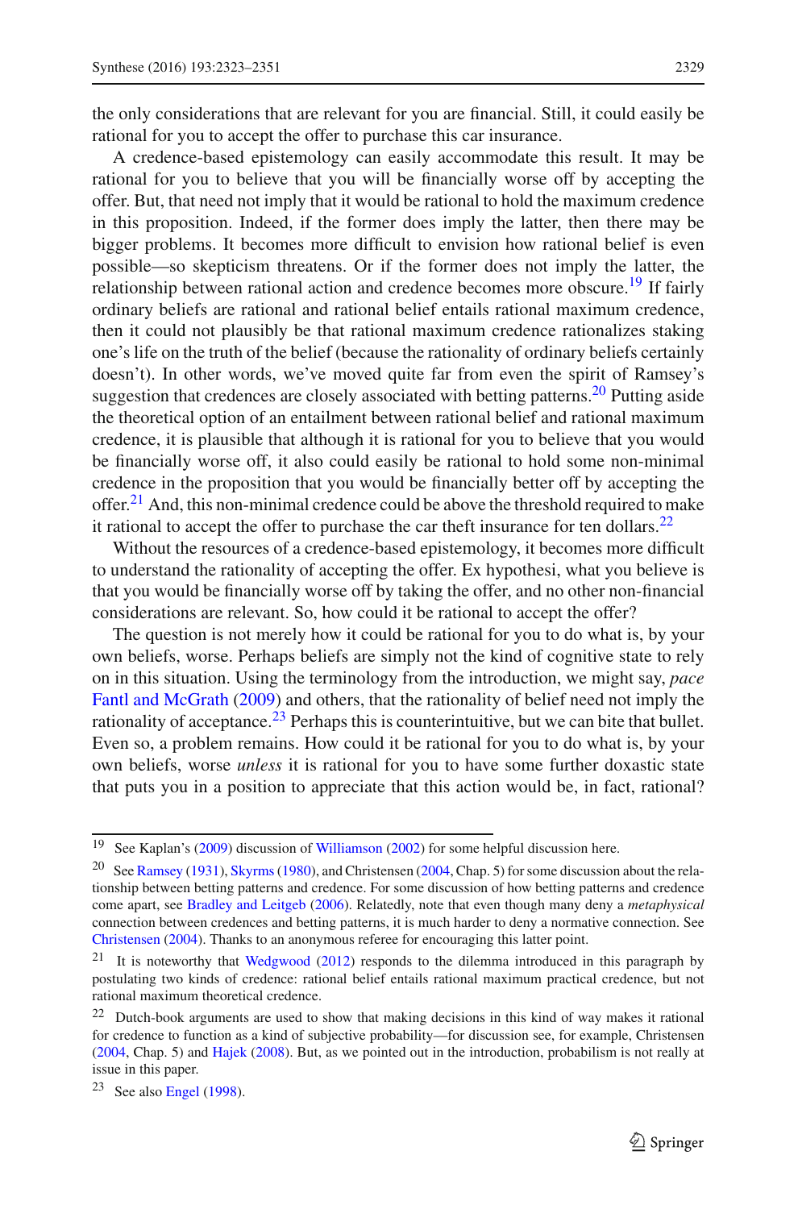the only considerations that are relevant for you are financial. Still, it could easily be rational for you to accept the offer to purchase this car insurance.

A credence-based epistemology can easily accommodate this result. It may be rational for you to believe that you will be financially worse off by accepting the offer. But, that need not imply that it would be rational to hold the maximum credence in this proposition. Indeed, if the former does imply the latter, then there may be bigger problems. It becomes more difficult to envision how rational belief is even possible—so skepticism threatens. Or if the former does not imply the latter, the relationship between rational action and credence becomes more obscure.[19] If fairly ordinary beliefs are rational and rational belief entails rational maximum credence, then it could not plausibly be that rational maximum credence rationalizes staking one's life on the truth of the belief (because the rationality of ordinary beliefs certainly doesn't). In other words, we've moved quite far from even the spirit of Ramsey's suggestion that credences are closely associated with betting patterns.[20] Putting aside the theoretical option of an entailment between rational belief and rational maximum credence, it is plausible that although it is rational for you to believe that you would be financially worse off, it also could easily be rational to hold some non-minimal credence in the proposition that you would be financially better off by accepting the offer.[21] And, this non-minimal credence could be above the threshold required to make it rational to accept the offer to purchase the car theft insurance for ten dollars.[22]

Without the resources of a credence-based epistemology, it becomes more difficult to understand the rationality of accepting the offer. Ex hypothesi, what you believe is that you would be financially worse off by taking the offer, and no other non-financial considerations are relevant. So, how could it be rational to accept the offer?

The question is not merely how it could be rational for you to do what is, by your own beliefs, worse. Perhaps beliefs are simply not the kind of cognitive state to rely on in this situation. Using the terminology from the introduction, we might say, *pace* Fantl and McGrath (2009) and others, that the rationality of belief need not imply the rationality of acceptance.[23] Perhaps this is counterintuitive, but we can bite that bullet. Even so, a problem remains. How could it be rational for you to do what is, by your own beliefs, worse *unless* it is rational for you to have some further doxastic state that puts you in a position to appreciate that this action would be, in fact, rational?

---

[19] See Kaplan's (2009) discussion of Williamson (2002) for some helpful discussion here.

[20] See Ramsey (1931), Skyrms (1980), and Christensen (2004, Chap. 5) for some discussion about the relationship between betting patterns and credence. For some discussion of how betting patterns and credence come apart, see Bradley and Leitgeb (2006). Relatedly, note that even though many deny a *metaphysical* connection between credences and betting patterns, it is much harder to deny a normative connection. See Christensen (2004). Thanks to an anonymous referee for encouraging this latter point.

[21] It is noteworthy that Wedgwood (2012) responds to the dilemma introduced in this paragraph by postulating two kinds of credence: rational belief entails rational maximum practical credence, but not rational maximum theoretical credence.

[22] Dutch-book arguments are used to show that making decisions in this kind of way makes it rational for credence to function as a kind of subjective probability—for discussion see, for example, Christensen (2004, Chap. 5) and Hajek (2008). But, as we pointed out in the introduction, probabilism is not really at issue in this paper.

[23] See also Engel (1998).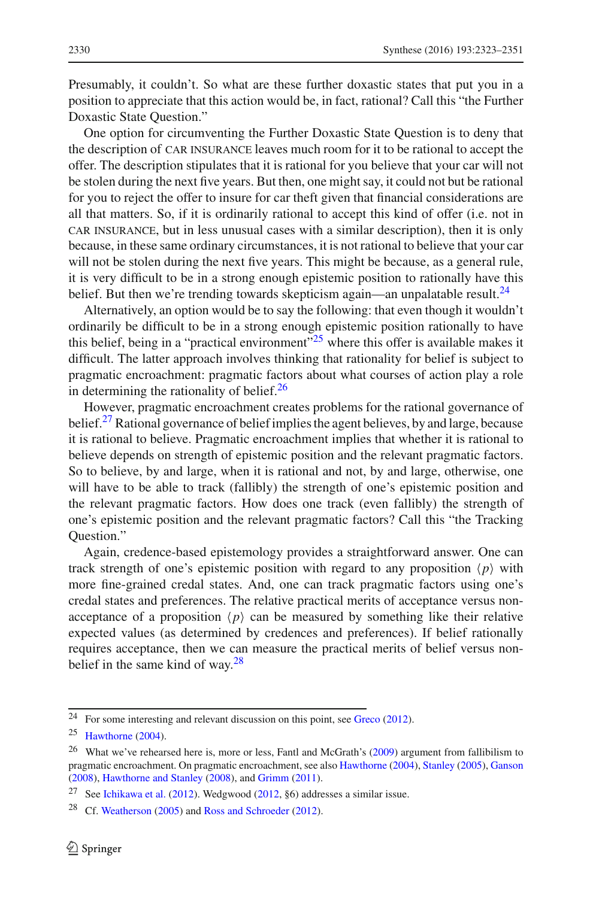Presumably, it couldn't. So what are these further doxastic states that put you in a position to appreciate that this action would be, in fact, rational? Call this "the Further Doxastic State Question."

One option for circumventing the Further Doxastic State Question is to deny that the description of CAR INSURANCE leaves much room for it to be rational to accept the offer. The description stipulates that it is rational for you believe that your car will not be stolen during the next five years. But then, one might say, it could not but be rational for you to reject the offer to insure for car theft given that financial considerations are all that matters. So, if it is ordinarily rational to accept this kind of offer (i.e. not in CAR INSURANCE, but in less unusual cases with a similar description), then it is only because, in these same ordinary circumstances, it is not rational to believe that your car will not be stolen during the next five years. This might be because, as a general rule, it is very difficult to be in a strong enough epistemic position to rationally have this belief. But then we're trending towards skepticism again—an unpalatable result.[24]

Alternatively, an option would be to say the following: that even though it wouldn't ordinarily be difficult to be in a strong enough epistemic position rationally to have this belief, being in a "practical environment"[25] where this offer is available makes it difficult. The latter approach involves thinking that rationality for belief is subject to pragmatic encroachment: pragmatic factors about what courses of action play a role in determining the rationality of belief.[26]

However, pragmatic encroachment creates problems for the rational governance of belief.[27] Rational governance of belief implies the agent believes, by and large, because it is rational to believe. Pragmatic encroachment implies that whether it is rational to believe depends on strength of epistemic position and the relevant pragmatic factors. So to believe, by and large, when it is rational and not, by and large, otherwise, one will have to be able to track (fallibly) the strength of one's epistemic position and the relevant pragmatic factors. How does one track (even fallibly) the strength of one's epistemic position and the relevant pragmatic factors? Call this "the Tracking Question."

Again, credence-based epistemology provides a straightforward answer. One can track strength of one's epistemic position with regard to any proposition $\langle p \rangle$ with more fine-grained credal states. And, one can track pragmatic factors using one's credal states and preferences. The relative practical merits of acceptance versus non-acceptance of a proposition $\langle p \rangle$ can be measured by something like their relative expected values (as determined by credences and preferences). If belief rationally requires acceptance, then we can measure the practical merits of belief versus non-belief in the same kind of way.[28]

---

[24] For some interesting and relevant discussion on this point, see Greco (2012).

[25] Hawthorne (2004).

[26] What we've rehearsed here is, more or less, Fantl and McGrath's (2009) argument from fallibilism to pragmatic encroachment. On pragmatic encroachment, see also Hawthorne (2004), Stanley (2005), Ganson (2008), Hawthorne and Stanley (2008), and Grimm (2011).

[27] See Ichikawa et al. (2012). Wedgwood (2012, §6) addresses a similar issue.

[28] Cf. Weatherson (2005) and Ross and Schroeder (2012).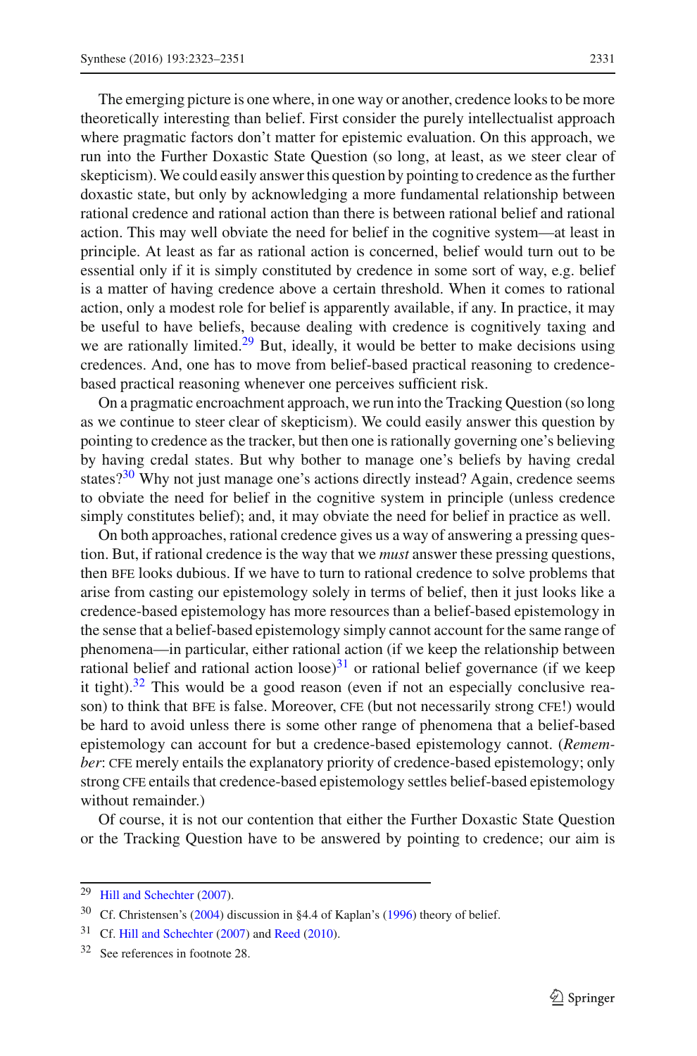The emerging picture is one where, in one way or another, credence looks to be more theoretically interesting than belief. First consider the purely intellectualist approach where pragmatic factors don't matter for epistemic evaluation. On this approach, we run into the Further Doxastic State Question (so long, at least, as we steer clear of skepticism). We could easily answer this question by pointing to credence as the further doxastic state, but only by acknowledging a more fundamental relationship between rational credence and rational action than there is between rational belief and rational action. This may well obviate the need for belief in the cognitive system—at least in principle. At least as far as rational action is concerned, belief would turn out to be essential only if it is simply constituted by credence in some sort of way, e.g. belief is a matter of having credence above a certain threshold. When it comes to rational action, only a modest role for belief is apparently available, if any. In practice, it may be useful to have beliefs, because dealing with credence is cognitively taxing and we are rationally limited.[29] But, ideally, it would be better to make decisions using credences. And, one has to move from belief-based practical reasoning to credence-based practical reasoning whenever one perceives sufficient risk.

On a pragmatic encroachment approach, we run into the Tracking Question (so long as we continue to steer clear of skepticism). We could easily answer this question by pointing to credence as the tracker, but then one is rationally governing one's believing by having credal states. But why bother to manage one's beliefs by having credal states?[30] Why not just manage one's actions directly instead? Again, credence seems to obviate the need for belief in the cognitive system in principle (unless credence simply constitutes belief); and, it may obviate the need for belief in practice as well.

On both approaches, rational credence gives us a way of answering a pressing question. But, if rational credence is the way that we *must* answer these pressing questions, then BFE looks dubious. If we have to turn to rational credence to solve problems that arise from casting our epistemology solely in terms of belief, then it just looks like a credence-based epistemology has more resources than a belief-based epistemology in the sense that a belief-based epistemology simply cannot account for the same range of phenomena—in particular, either rational action (if we keep the relationship between rational belief and rational action loose)[31] or rational belief governance (if we keep it tight).[32] This would be a good reason (even if not an especially conclusive reason) to think that BFE is false. Moreover, CFE (but not necessarily strong CFE!) would be hard to avoid unless there is some other range of phenomena that a belief-based epistemology can account for but a credence-based epistemology cannot. (*Remember*: CFE merely entails the explanatory priority of credence-based epistemology; only strong CFE entails that credence-based epistemology settles belief-based epistemology without remainder.)

Of course, it is not our contention that either the Further Doxastic State Question or the Tracking Question have to be answered by pointing to credence; our aim is

---

[29] Hill and Schechter (2007).

[30] Cf. Christensen's (2004) discussion in §4.4 of Kaplan's (1996) theory of belief.

[31] Cf. Hill and Schechter (2007) and Reed (2010).

[32] See references in footnote 28.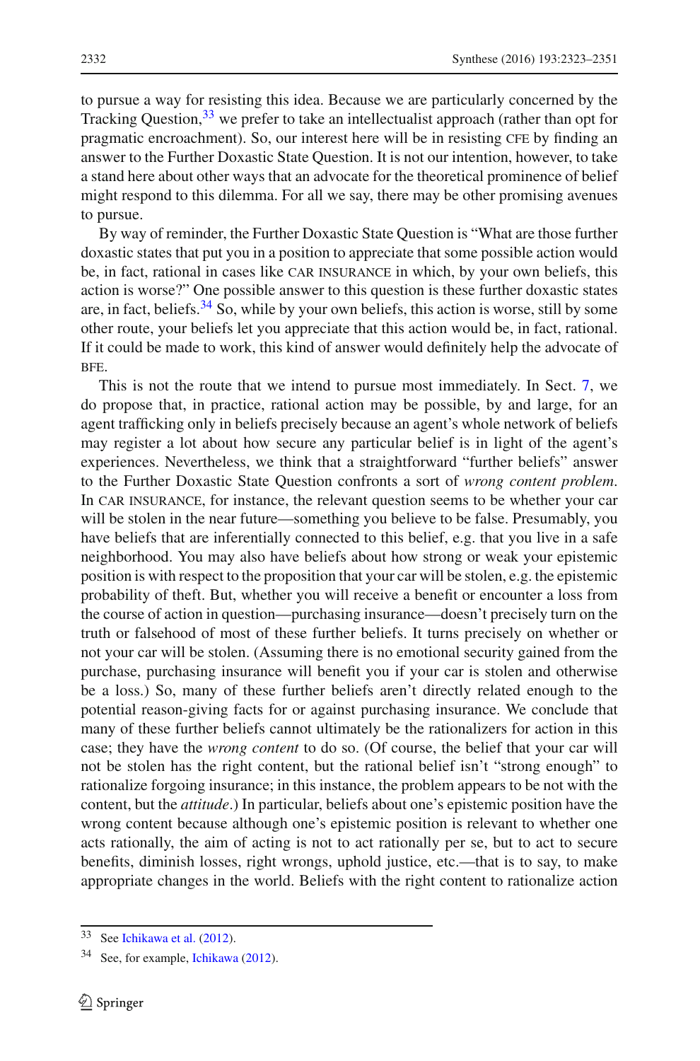to pursue a way for resisting this idea. Because we are particularly concerned by the Tracking Question,[33] we prefer to take an intellectualist approach (rather than opt for pragmatic encroachment). So, our interest here will be in resisting CFE by finding an answer to the Further Doxastic State Question. It is not our intention, however, to take a stand here about other ways that an advocate for the theoretical prominence of belief might respond to this dilemma. For all we say, there may be other promising avenues to pursue.

By way of reminder, the Further Doxastic State Question is "What are those further doxastic states that put you in a position to appreciate that some possible action would be, in fact, rational in cases like CAR INSURANCE in which, by your own beliefs, this action is worse?" One possible answer to this question is these further doxastic states are, in fact, beliefs.[34] So, while by your own beliefs, this action is worse, still by some other route, your beliefs let you appreciate that this action would be, in fact, rational. If it could be made to work, this kind of answer would definitely help the advocate of BFE.

This is not the route that we intend to pursue most immediately. In Sect. 7, we do propose that, in practice, rational action may be possible, by and large, for an agent trafficking only in beliefs precisely because an agent's whole network of beliefs may register a lot about how secure any particular belief is in light of the agent's experiences. Nevertheless, we think that a straightforward "further beliefs" answer to the Further Doxastic State Question confronts a sort of *wrong content problem*. In CAR INSURANCE, for instance, the relevant question seems to be whether your car will be stolen in the near future—something you believe to be false. Presumably, you have beliefs that are inferentially connected to this belief, e.g. that you live in a safe neighborhood. You may also have beliefs about how strong or weak your epistemic position is with respect to the proposition that your car will be stolen, e.g. the epistemic probability of theft. But, whether you will receive a benefit or encounter a loss from the course of action in question—purchasing insurance—doesn't precisely turn on the truth or falsehood of most of these further beliefs. It turns precisely on whether or not your car will be stolen. (Assuming there is no emotional security gained from the purchase, purchasing insurance will benefit you if your car is stolen and otherwise be a loss.) So, many of these further beliefs aren't directly related enough to the potential reason-giving facts for or against purchasing insurance. We conclude that many of these further beliefs cannot ultimately be the rationalizers for action in this case; they have the *wrong content* to do so. (Of course, the belief that your car will not be stolen has the right content, but the rational belief isn't "strong enough" to rationalize forgoing insurance; in this instance, the problem appears to be not with the content, but the *attitude*.) In particular, beliefs about one's epistemic position have the wrong content because although one's epistemic position is relevant to whether one acts rationally, the aim of acting is not to act rationally per se, but to act to secure benefits, diminish losses, right wrongs, uphold justice, etc.—that is to say, to make appropriate changes in the world. Beliefs with the right content to rationalize action

---

[33] See Ichikawa et al. (2012).

[34] See, for example, Ichikawa (2012).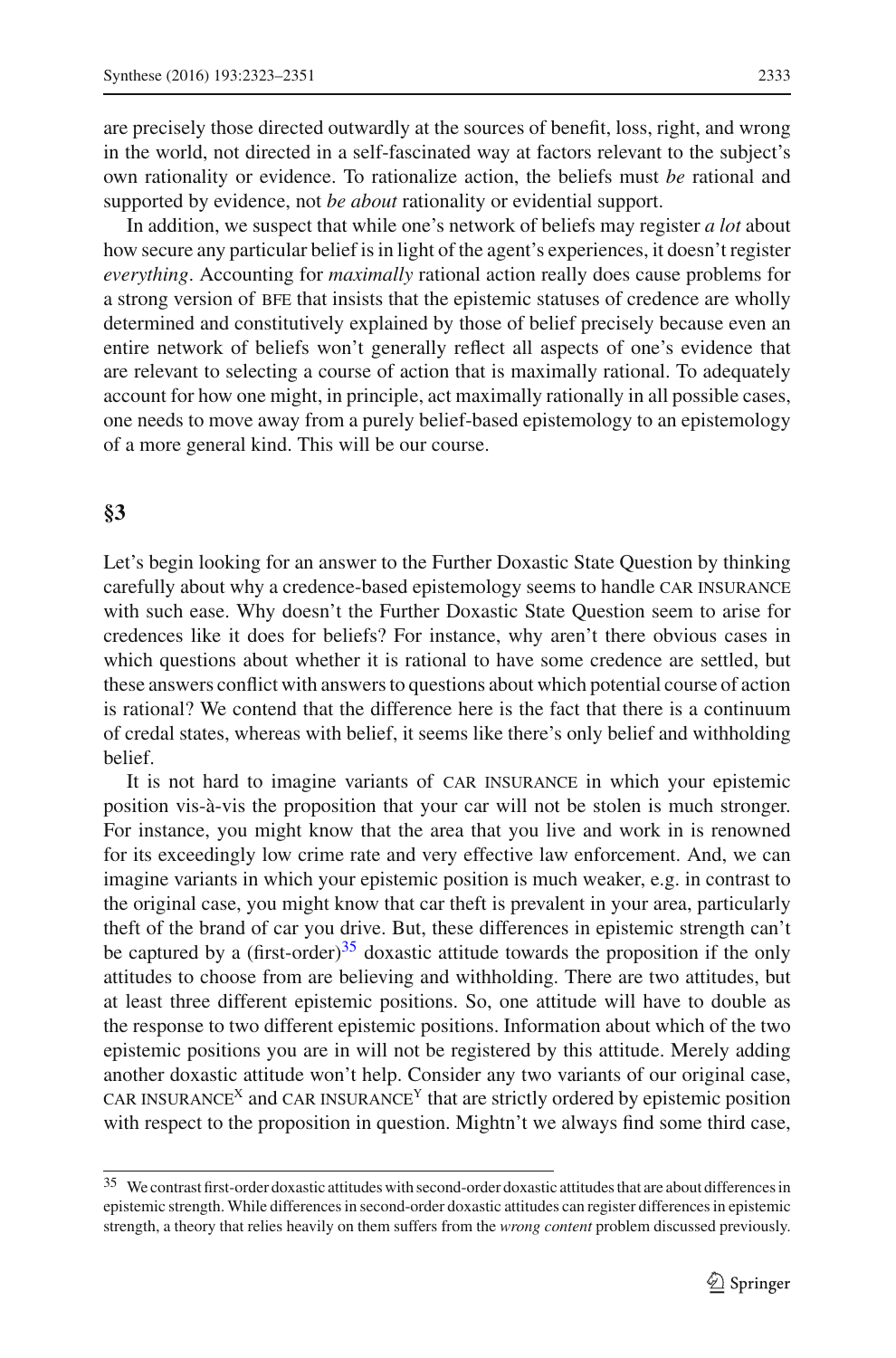are precisely those directed outwardly at the sources of benefit, loss, right, and wrong in the world, not directed in a self-fascinated way at factors relevant to the subject's own rationality or evidence. To rationalize action, the beliefs must *be* rational and supported by evidence, not *be about* rationality or evidential support.

In addition, we suspect that while one's network of beliefs may register *a lot* about how secure any particular belief is in light of the agent's experiences, it doesn't register *everything*. Accounting for *maximally* rational action really does cause problems for a strong version of BFE that insists that the epistemic statuses of credence are wholly determined and constitutively explained by those of belief precisely because even an entire network of beliefs won't generally reflect all aspects of one's evidence that are relevant to selecting a course of action that is maximally rational. To adequately account for how one might, in principle, act maximally rationally in all possible cases, one needs to move away from a purely belief-based epistemology to an epistemology of a more general kind. This will be our course.

## §3

Let's begin looking for an answer to the Further Doxastic State Question by thinking carefully about why a credence-based epistemology seems to handle CAR INSURANCE with such ease. Why doesn't the Further Doxastic State Question seem to arise for credences like it does for beliefs? For instance, why aren't there obvious cases in which questions about whether it is rational to have some credence are settled, but these answers conflict with answers to questions about which potential course of action is rational? We contend that the difference here is the fact that there is a continuum of credal states, whereas with belief, it seems like there's only belief and withholding belief.

It is not hard to imagine variants of CAR INSURANCE in which your epistemic position vis-à-vis the proposition that your car will not be stolen is much stronger. For instance, you might know that the area that you live and work in is renowned for its exceedingly low crime rate and very effective law enforcement. And, we can imagine variants in which your epistemic position is much weaker, e.g. in contrast to the original case, you might know that car theft is prevalent in your area, particularly theft of the brand of car you drive. But, these differences in epistemic strength can't be captured by a (first-order)[35] doxastic attitude towards the proposition if the only attitudes to choose from are believing and withholding. There are two attitudes, but at least three different epistemic positions. So, one attitude will have to double as the response to two different epistemic positions. Information about which of the two epistemic positions you are in will not be registered by this attitude. Merely adding another doxastic attitude won't help. Consider any two variants of our original case, CAR INSURANCE$^{X}$ and CAR INSURANCE$^{Y}$ that are strictly ordered by epistemic position with respect to the proposition in question. Mightn't we always find some third case,

[35] We contrast first-order doxastic attitudes with second-order doxastic attitudes that are about differences in epistemic strength. While differences in second-order doxastic attitudes can register differences in epistemic strength, a theory that relies heavily on them suffers from the *wrong content* problem discussed previously.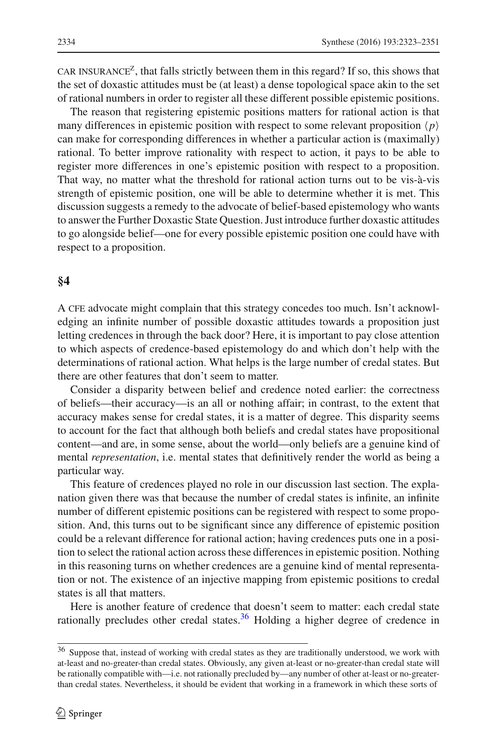CAR INSURANCE$^Z$, that falls strictly between them in this regard? If so, this shows that the set of doxastic attitudes must be (at least) a dense topological space akin to the set of rational numbers in order to register all these different possible epistemic positions.

The reason that registering epistemic positions matters for rational action is that many differences in epistemic position with respect to some relevant proposition $\langle p \rangle$ can make for corresponding differences in whether a particular action is (maximally) rational. To better improve rationality with respect to action, it pays to be able to register more differences in one's epistemic position with respect to a proposition. That way, no matter what the threshold for rational action turns out to be vis-à-vis strength of epistemic position, one will be able to determine whether it is met. This discussion suggests a remedy to the advocate of belief-based epistemology who wants to answer the Further Doxastic State Question. Just introduce further doxastic attitudes to go alongside belief—one for every possible epistemic position one could have with respect to a proposition.

## §4

A CFE advocate might complain that this strategy concedes too much. Isn't acknowledging an infinite number of possible doxastic attitudes towards a proposition just letting credences in through the back door? Here, it is important to pay close attention to which aspects of credence-based epistemology do and which don't help with the determinations of rational action. What helps is the large number of credal states. But there are other features that don't seem to matter.

Consider a disparity between belief and credence noted earlier: the correctness of beliefs—their accuracy—is an all or nothing affair; in contrast, to the extent that accuracy makes sense for credal states, it is a matter of degree. This disparity seems to account for the fact that although both beliefs and credal states have propositional content—and are, in some sense, about the world—only beliefs are a genuine kind of mental *representation*, i.e. mental states that definitively render the world as being a particular way.

This feature of credences played no role in our discussion last section. The explanation given there was that because the number of credal states is infinite, an infinite number of different epistemic positions can be registered with respect to some proposition. And, this turns out to be significant since any difference of epistemic position could be a relevant difference for rational action; having credences puts one in a position to select the rational action across these differences in epistemic position. Nothing in this reasoning turns on whether credences are a genuine kind of mental representation or not. The existence of an injective mapping from epistemic positions to credal states is all that matters.

Here is another feature of credence that doesn't seem to matter: each credal state rationally precludes other credal states.[36] Holding a higher degree of credence in

[36] Suppose that, instead of working with credal states as they are traditionally understood, we work with at-least and no-greater-than credal states. Obviously, any given at-least or no-greater-than credal state will be rationally compatible with—i.e. not rationally precluded by—any number of other at-least or no-greater-than credal states. Nevertheless, it should be evident that working in a framework in which these sorts of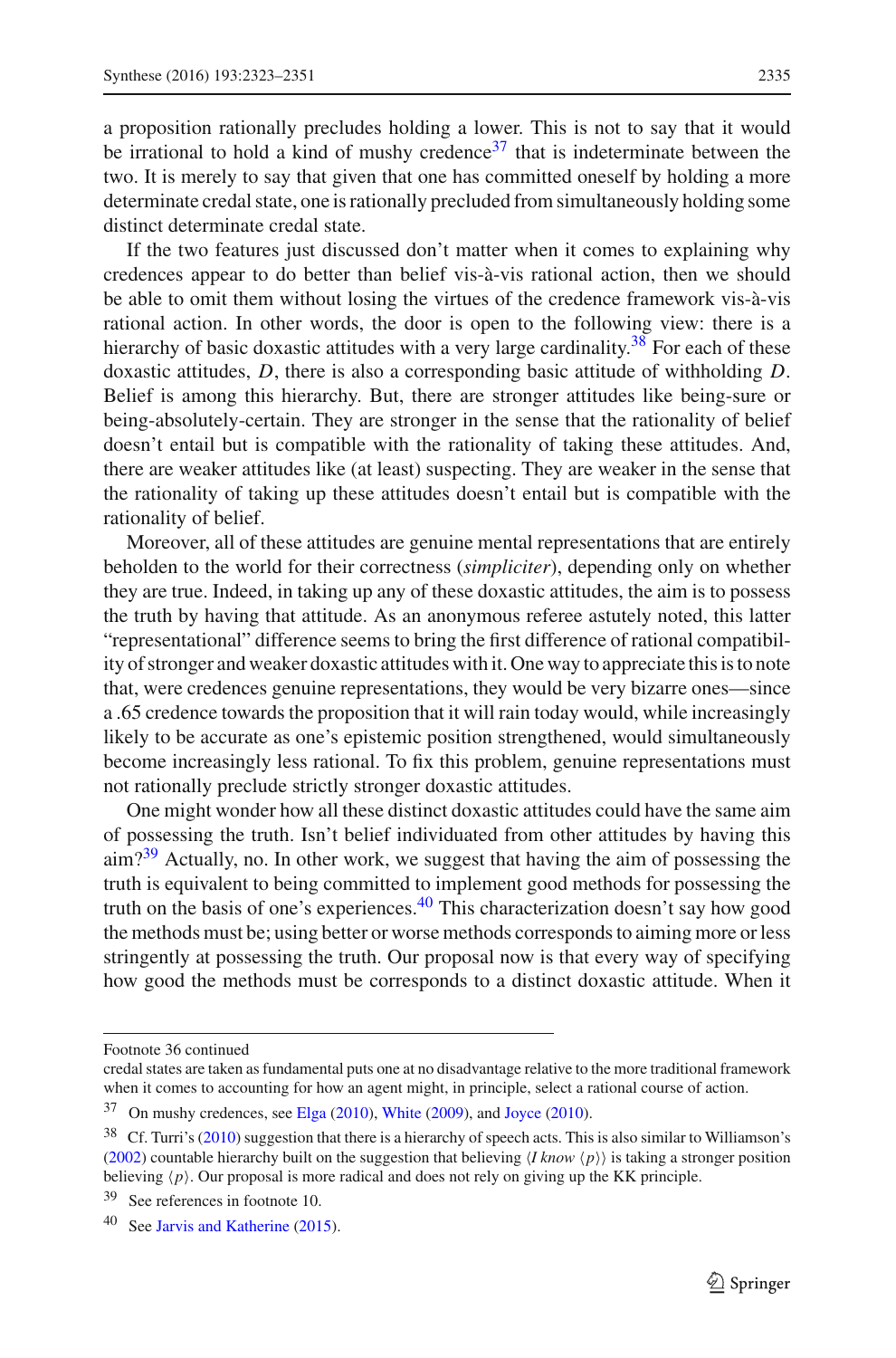a proposition rationally precludes holding a lower. This is not to say that it would be irrational to hold a kind of mushy credence[37] that is indeterminate between the two. It is merely to say that given that one has committed oneself by holding a more determinate credal state, one is rationally precluded from simultaneously holding some distinct determinate credal state.

If the two features just discussed don't matter when it comes to explaining why credences appear to do better than belief vis-à-vis rational action, then we should be able to omit them without losing the virtues of the credence framework vis-à-vis rational action. In other words, the door is open to the following view: there is a hierarchy of basic doxastic attitudes with a very large cardinality.[38] For each of these doxastic attitudes, *D*, there is also a corresponding basic attitude of withholding *D*. Belief is among this hierarchy. But, there are stronger attitudes like being-sure or being-absolutely-certain. They are stronger in the sense that the rationality of belief doesn't entail but is compatible with the rationality of taking these attitudes. And, there are weaker attitudes like (at least) suspecting. They are weaker in the sense that the rationality of taking up these attitudes doesn't entail but is compatible with the rationality of belief.

Moreover, all of these attitudes are genuine mental representations that are entirely beholden to the world for their correctness (*simpliciter*), depending only on whether they are true. Indeed, in taking up any of these doxastic attitudes, the aim is to possess the truth by having that attitude. As an anonymous referee astutely noted, this latter "representational" difference seems to bring the first difference of rational compatibility of stronger and weaker doxastic attitudes with it. One way to appreciate this is to note that, were credences genuine representations, they would be very bizarre ones—since a .65 credence towards the proposition that it will rain today would, while increasingly likely to be accurate as one's epistemic position strengthened, would simultaneously become increasingly less rational. To fix this problem, genuine representations must not rationally preclude strictly stronger doxastic attitudes.

One might wonder how all these distinct doxastic attitudes could have the same aim of possessing the truth. Isn't belief individuated from other attitudes by having this aim?[39] Actually, no. In other work, we suggest that having the aim of possessing the truth is equivalent to being committed to implement good methods for possessing the truth on the basis of one's experiences.[40] This characterization doesn't say how good the methods must be; using better or worse methods corresponds to aiming more or less stringently at possessing the truth. Our proposal now is that every way of specifying how good the methods must be corresponds to a distinct doxastic attitude. When it

---

Footnote 36 continued
credal states are taken as fundamental puts one at no disadvantage relative to the more traditional framework when it comes to accounting for how an agent might, in principle, select a rational course of action.

[37] On mushy credences, see Elga (2010), White (2009), and Joyce (2010).

[38] Cf. Turri's (2010) suggestion that there is a hierarchy of speech acts. This is also similar to Williamson's (2002) countable hierarchy built on the suggestion that believing ⟨*I know* ⟨*p*⟩⟩ is taking a stronger position believing ⟨*p*⟩. Our proposal is more radical and does not rely on giving up the KK principle.

[39] See references in footnote 10.

[40] See Jarvis and Katherine (2015).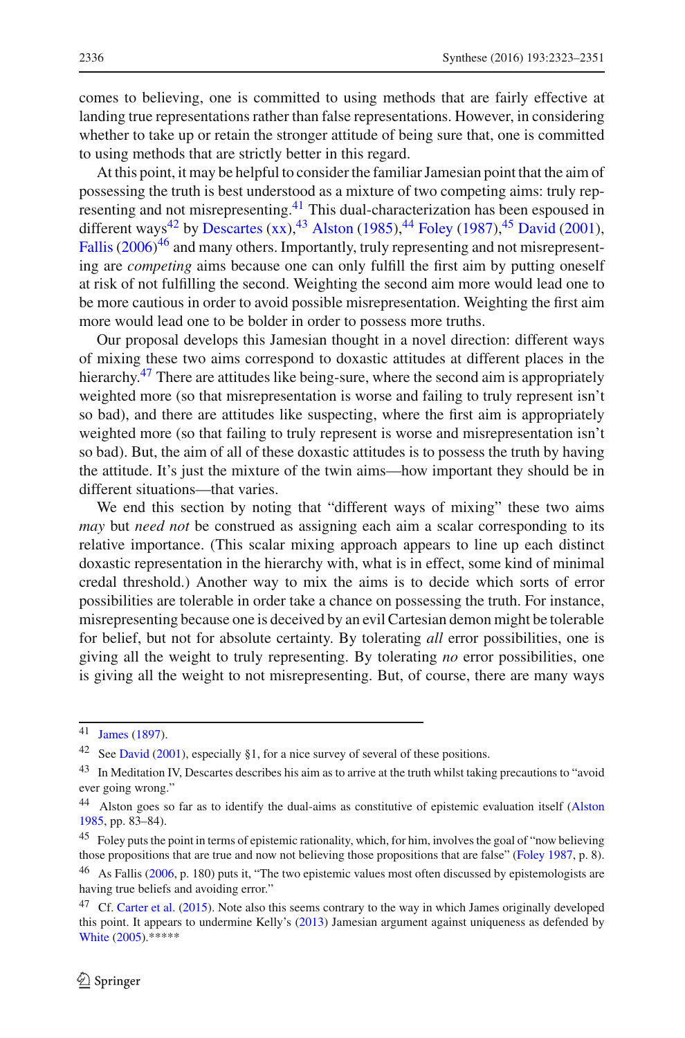comes to believing, one is committed to using methods that are fairly effective at landing true representations rather than false representations. However, in considering whether to take up or retain the stronger attitude of being sure that, one is committed to using methods that are strictly better in this regard.

At this point, it may be helpful to consider the familiar Jamesian point that the aim of possessing the truth is best understood as a mixture of two competing aims: truly representing and not misrepresenting.[41] This dual-characterization has been espoused in different ways[42] by Descartes (xx),[43] Alston (1985),[44] Foley (1987),[45] David (2001), Fallis (2006)[46] and many others. Importantly, truly representing and not misrepresenting are *competing* aims because one can only fulfill the first aim by putting oneself at risk of not fulfilling the second. Weighting the second aim more would lead one to be more cautious in order to avoid possible misrepresentation. Weighting the first aim more would lead one to be bolder in order to possess more truths.

Our proposal develops this Jamesian thought in a novel direction: different ways of mixing these two aims correspond to doxastic attitudes at different places in the hierarchy.[47] There are attitudes like being-sure, where the second aim is appropriately weighted more (so that misrepresentation is worse and failing to truly represent isn't so bad), and there are attitudes like suspecting, where the first aim is appropriately weighted more (so that failing to truly represent is worse and misrepresentation isn't so bad). But, the aim of all of these doxastic attitudes is to possess the truth by having the attitude. It's just the mixture of the twin aims—how important they should be in different situations—that varies.

We end this section by noting that "different ways of mixing" these two aims *may* but *need not* be construed as assigning each aim a scalar corresponding to its relative importance. (This scalar mixing approach appears to line up each distinct doxastic representation in the hierarchy with, what is in effect, some kind of minimal credal threshold.) Another way to mix the aims is to decide which sorts of error possibilities are tolerable in order take a chance on possessing the truth. For instance, misrepresenting because one is deceived by an evil Cartesian demon might be tolerable for belief, but not for absolute certainty. By tolerating *all* error possibilities, one is giving all the weight to truly representing. By tolerating *no* error possibilities, one is giving all the weight to not misrepresenting. But, of course, there are many ways

---

[41] James (1897).

[42] See David (2001), especially §1, for a nice survey of several of these positions.

[43] In Meditation IV, Descartes describes his aim as to arrive at the truth whilst taking precautions to "avoid ever going wrong."

[44] Alston goes so far as to identify the dual-aims as constitutive of epistemic evaluation itself (Alston 1985, pp. 83–84).

[45] Foley puts the point in terms of epistemic rationality, which, for him, involves the goal of "now believing those propositions that are true and now not believing those propositions that are false" (Foley 1987, p. 8).

[46] As Fallis (2006, p. 180) puts it, "The two epistemic values most often discussed by epistemologists are having true beliefs and avoiding error."

[47] Cf. Carter et al. (2015). Note also this seems contrary to the way in which James originally developed this point. It appears to undermine Kelly's (2013) Jamesian argument against uniqueness as defended by White (2005).*****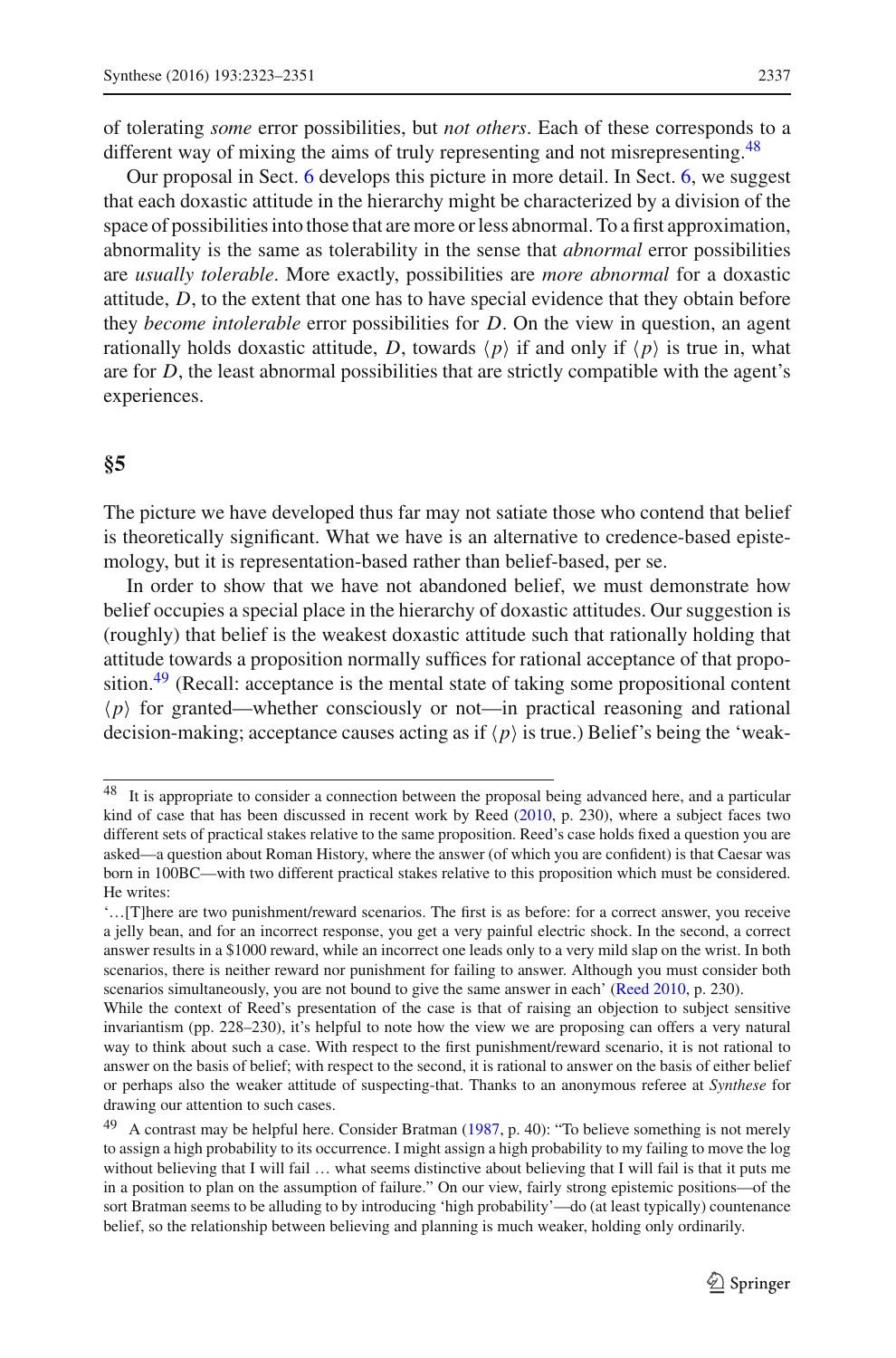of tolerating *some* error possibilities, but *not others*. Each of these corresponds to a different way of mixing the aims of truly representing and not misrepresenting.[48]

Our proposal in Sect. 6 develops this picture in more detail. In Sect. 6, we suggest that each doxastic attitude in the hierarchy might be characterized by a division of the space of possibilities into those that are more or less abnormal. To a first approximation, abnormality is the same as tolerability in the sense that *abnormal* error possibilities are *usually tolerable*. More exactly, possibilities are *more abnormal* for a doxastic attitude, $D$, to the extent that one has to have special evidence that they obtain before they *become intolerable* error possibilities for $D$. On the view in question, an agent rationally holds doxastic attitude, $D$, towards $\langle p \rangle$ if and only if $\langle p \rangle$ is true in, what are for $D$, the least abnormal possibilities that are strictly compatible with the agent's experiences.

## §5

The picture we have developed thus far may not satiate those who contend that belief is theoretically significant. What we have is an alternative to credence-based epistemology, but it is representation-based rather than belief-based, per se.

In order to show that we have not abandoned belief, we must demonstrate how belief occupies a special place in the hierarchy of doxastic attitudes. Our suggestion is (roughly) that belief is the weakest doxastic attitude such that rationally holding that attitude towards a proposition normally suffices for rational acceptance of that proposition.[49] (Recall: acceptance is the mental state of taking some propositional content $\langle p \rangle$ for granted—whether consciously or not—in practical reasoning and rational decision-making; acceptance causes acting as if $\langle p \rangle$ is true.) Belief's being the 'weak-

---

[48] It is appropriate to consider a connection between the proposal being advanced here, and a particular kind of case that has been discussed in recent work by Reed (2010, p. 230), where a subject faces two different sets of practical stakes relative to the same proposition. Reed's case holds fixed a question you are asked—a question about Roman History, where the answer (of which you are confident) is that Caesar was born in 100BC—with two different practical stakes relative to this proposition which must be considered. He writes:

'…[T]here are two punishment/reward scenarios. The first is as before: for a correct answer, you receive a jelly bean, and for an incorrect response, you get a very painful electric shock. In the second, a correct answer results in a \$1000 reward, while an incorrect one leads only to a very mild slap on the wrist. In both scenarios, there is neither reward nor punishment for failing to answer. Although you must consider both scenarios simultaneously, you are not bound to give the same answer in each' (Reed 2010, p. 230).

While the context of Reed's presentation of the case is that of raising an objection to subject sensitive invariantism (pp. 228–230), it's helpful to note how the view we are proposing can offers a very natural way to think about such a case. With respect to the first punishment/reward scenario, it is not rational to answer on the basis of belief; with respect to the second, it is rational to answer on the basis of either belief or perhaps also the weaker attitude of suspecting-that. Thanks to an anonymous referee at *Synthese* for drawing our attention to such cases.

[49] A contrast may be helpful here. Consider Bratman (1987, p. 40): "To believe something is not merely to assign a high probability to its occurrence. I might assign a high probability to my failing to move the log without believing that I will fail … what seems distinctive about believing that I will fail is that it puts me in a position to plan on the assumption of failure." On our view, fairly strong epistemic positions—of the sort Bratman seems to be alluding to by introducing 'high probability'—do (at least typically) countenance belief, so the relationship between believing and planning is much weaker, holding only ordinarily.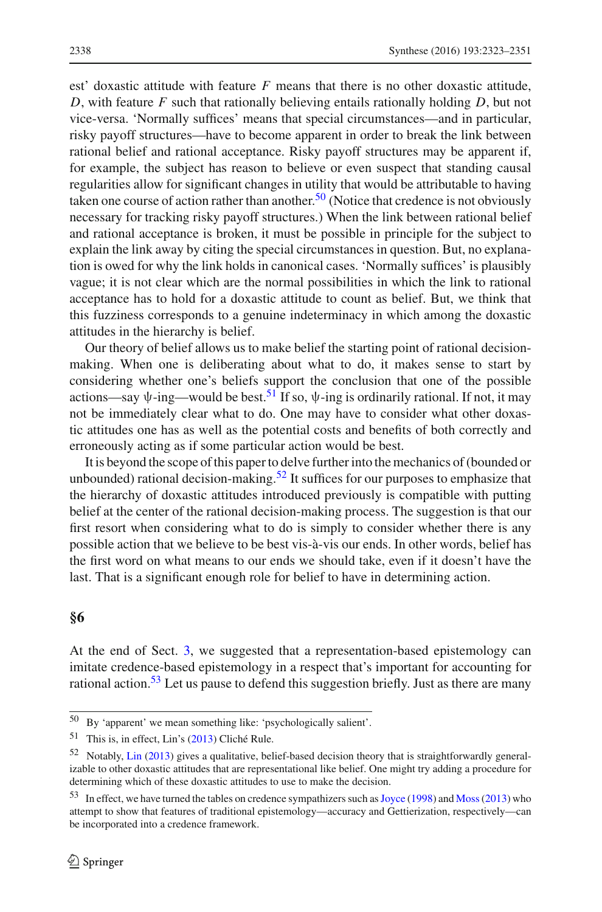est' doxastic attitude with feature $F$ means that there is no other doxastic attitude, $D$, with feature $F$ such that rationally believing entails rationally holding $D$, but not vice-versa. 'Normally suffices' means that special circumstances—and in particular, risky payoff structures—have to become apparent in order to break the link between rational belief and rational acceptance. Risky payoff structures may be apparent if, for example, the subject has reason to believe or even suspect that standing causal regularities allow for significant changes in utility that would be attributable to having taken one course of action rather than another.[50] (Notice that credence is not obviously necessary for tracking risky payoff structures.) When the link between rational belief and rational acceptance is broken, it must be possible in principle for the subject to explain the link away by citing the special circumstances in question. But, no explanation is owed for why the link holds in canonical cases. 'Normally suffices' is plausibly vague; it is not clear which are the normal possibilities in which the link to rational acceptance has to hold for a doxastic attitude to count as belief. But, we think that this fuzziness corresponds to a genuine indeterminacy in which among the doxastic attitudes in the hierarchy is belief.

Our theory of belief allows us to make belief the starting point of rational decision-making. When one is deliberating about what to do, it makes sense to start by considering whether one's beliefs support the conclusion that one of the possible actions—say $\psi$-ing—would be best.[51] If so, $\psi$-ing is ordinarily rational. If not, it may not be immediately clear what to do. One may have to consider what other doxastic attitudes one has as well as the potential costs and benefits of both correctly and erroneously acting as if some particular action would be best.

It is beyond the scope of this paper to delve further into the mechanics of (bounded or unbounded) rational decision-making.[52] It suffices for our purposes to emphasize that the hierarchy of doxastic attitudes introduced previously is compatible with putting belief at the center of the rational decision-making process. The suggestion is that our first resort when considering what to do is simply to consider whether there is any possible action that we believe to be best vis-à-vis our ends. In other words, belief has the first word on what means to our ends we should take, even if it doesn't have the last. That is a significant enough role for belief to have in determining action.

## §6

At the end of Sect. 3, we suggested that a representation-based epistemology can imitate credence-based epistemology in a respect that's important for accounting for rational action.[53] Let us pause to defend this suggestion briefly. Just as there are many

---

[50] By 'apparent' we mean something like: 'psychologically salient'.

[51] This is, in effect, Lin's (2013) Cliché Rule.

[52] Notably, Lin (2013) gives a qualitative, belief-based decision theory that is straightforwardly generalizable to other doxastic attitudes that are representational like belief. One might try adding a procedure for determining which of these doxastic attitudes to use to make the decision.

[53] In effect, we have turned the tables on credence sympathizers such as Joyce (1998) and Moss (2013) who attempt to show that features of traditional epistemology—accuracy and Gettierization, respectively—can be incorporated into a credence framework.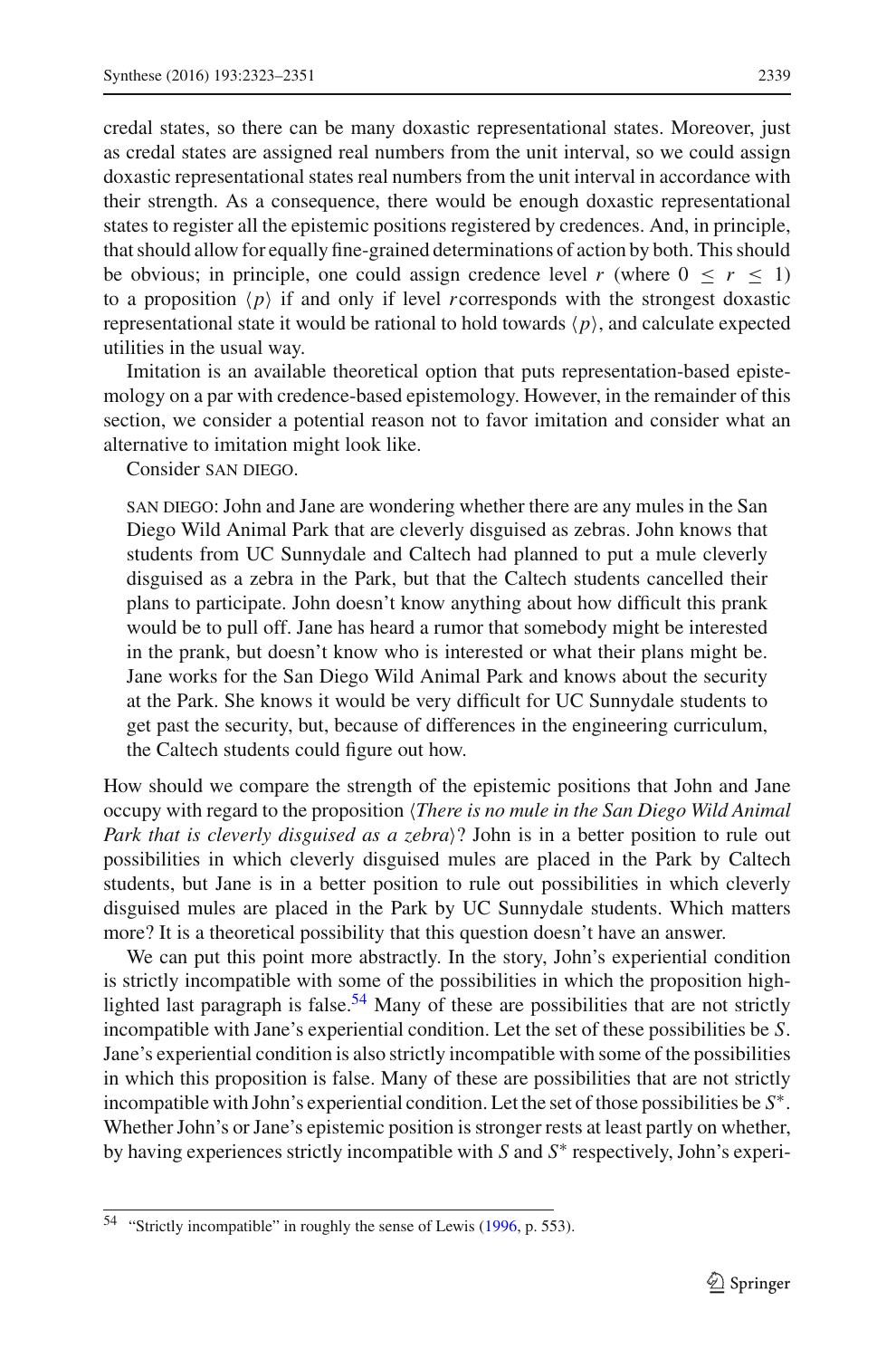credal states, so there can be many doxastic representational states. Moreover, just as credal states are assigned real numbers from the unit interval, so we could assign doxastic representational states real numbers from the unit interval in accordance with their strength. As a consequence, there would be enough doxastic representational states to register all the epistemic positions registered by credences. And, in principle, that should allow for equally fine-grained determinations of action by both. This should be obvious; in principle, one could assign credence level $r$ (where $0 \leq r \leq 1$) to a proposition $\langle p \rangle$ if and only if level $r$corresponds with the strongest doxastic representational state it would be rational to hold towards $\langle p \rangle$, and calculate expected utilities in the usual way.

Imitation is an available theoretical option that puts representation-based epistemology on a par with credence-based epistemology. However, in the remainder of this section, we consider a potential reason not to favor imitation and consider what an alternative to imitation might look like.

Consider SAN DIEGO.

> SAN DIEGO: John and Jane are wondering whether there are any mules in the San Diego Wild Animal Park that are cleverly disguised as zebras. John knows that students from UC Sunnydale and Caltech had planned to put a mule cleverly disguised as a zebra in the Park, but that the Caltech students cancelled their plans to participate. John doesn't know anything about how difficult this prank would be to pull off. Jane has heard a rumor that somebody might be interested in the prank, but doesn't know who is interested or what their plans might be. Jane works for the San Diego Wild Animal Park and knows about the security at the Park. She knows it would be very difficult for UC Sunnydale students to get past the security, but, because of differences in the engineering curriculum, the Caltech students could figure out how.

How should we compare the strength of the epistemic positions that John and Jane occupy with regard to the proposition ⟨*There is no mule in the San Diego Wild Animal Park that is cleverly disguised as a zebra*⟩? John is in a better position to rule out possibilities in which cleverly disguised mules are placed in the Park by Caltech students, but Jane is in a better position to rule out possibilities in which cleverly disguised mules are placed in the Park by UC Sunnydale students. Which matters more? It is a theoretical possibility that this question doesn't have an answer.

We can put this point more abstractly. In the story, John's experiential condition is strictly incompatible with some of the possibilities in which the proposition highlighted last paragraph is false.[54] Many of these are possibilities that are not strictly incompatible with Jane's experiential condition. Let the set of these possibilities be $S$. Jane's experiential condition is also strictly incompatible with some of the possibilities in which this proposition is false. Many of these are possibilities that are not strictly incompatible with John's experiential condition. Let the set of those possibilities be $S^*$. Whether John's or Jane's epistemic position is stronger rests at least partly on whether, by having experiences strictly incompatible with $S$ and $S^*$ respectively, John's experi-

---

[54] "Strictly incompatible" in roughly the sense of Lewis (1996, p. 553).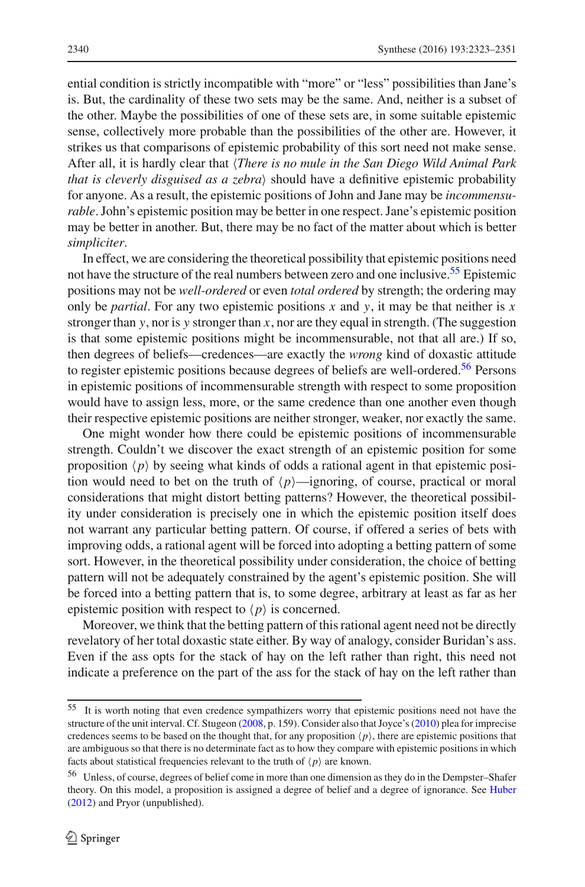ential condition is strictly incompatible with "more" or "less" possibilities than Jane's is. But, the cardinality of these two sets may be the same. And, neither is a subset of the other. Maybe the possibilities of one of these sets are, in some suitable epistemic sense, collectively more probable than the possibilities of the other are. However, it strikes us that comparisons of epistemic probability of this sort need not make sense. After all, it is hardly clear that ⟨*There is no mule in the San Diego Wild Animal Park that is cleverly disguised as a zebra*⟩ should have a definitive epistemic probability for anyone. As a result, the epistemic positions of John and Jane may be *incommensurable*. John's epistemic position may be better in one respect. Jane's epistemic position may be better in another. But, there may be no fact of the matter about which is better *simpliciter*.

In effect, we are considering the theoretical possibility that epistemic positions need not have the structure of the real numbers between zero and one inclusive.[55] Epistemic positions may not be *well-ordered* or even *total ordered* by strength; the ordering may only be *partial*. For any two epistemic positions $x$ and $y$, it may be that neither is $x$ stronger than $y$, nor is $y$ stronger than $x$, nor are they equal in strength. (The suggestion is that some epistemic positions might be incommensurable, not that all are.) If so, then degrees of beliefs—credences—are exactly the *wrong* kind of doxastic attitude to register epistemic positions because degrees of beliefs are well-ordered.[56] Persons in epistemic positions of incommensurable strength with respect to some proposition would have to assign less, more, or the same credence than one another even though their respective epistemic positions are neither stronger, weaker, nor exactly the same.

One might wonder how there could be epistemic positions of incommensurable strength. Couldn't we discover the exact strength of an epistemic position for some proposition ⟨$p$⟩ by seeing what kinds of odds a rational agent in that epistemic position would need to bet on the truth of ⟨$p$⟩—ignoring, of course, practical or moral considerations that might distort betting patterns? However, the theoretical possibility under consideration is precisely one in which the epistemic position itself does not warrant any particular betting pattern. Of course, if offered a series of bets with improving odds, a rational agent will be forced into adopting a betting pattern of some sort. However, in the theoretical possibility under consideration, the choice of betting pattern will not be adequately constrained by the agent's epistemic position. She will be forced into a betting pattern that is, to some degree, arbitrary at least as far as her epistemic position with respect to ⟨$p$⟩ is concerned.

Moreover, we think that the betting pattern of this rational agent need not be directly revelatory of her total doxastic state either. By way of analogy, consider Buridan's ass. Even if the ass opts for the stack of hay on the left rather than right, this need not indicate a preference on the part of the ass for the stack of hay on the left rather than

---

[55] It is worth noting that even credence sympathizers worry that epistemic positions need not have the structure of the unit interval. Cf. Stugeon (2008, p. 159). Consider also that Joyce's (2010) plea for imprecise credences seems to be based on the thought that, for any proposition ⟨$p$⟩, there are epistemic positions that are ambiguous so that there is no determinate fact as to how they compare with epistemic positions in which facts about statistical frequencies relevant to the truth of ⟨$p$⟩ are known.

[56] Unless, of course, degrees of belief come in more than one dimension as they do in the Dempster–Shafer theory. On this model, a proposition is assigned a degree of belief and a degree of ignorance. See Huber (2012) and Pryor (unpublished).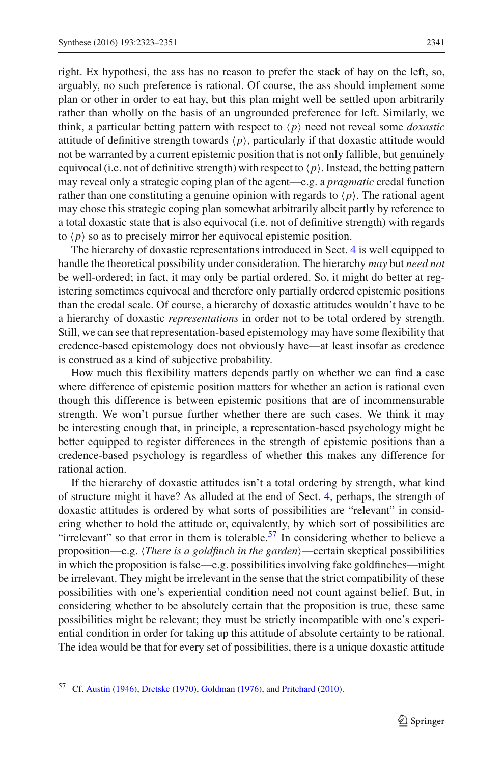right. Ex hypothesi, the ass has no reason to prefer the stack of hay on the left, so, arguably, no such preference is rational. Of course, the ass should implement some plan or other in order to eat hay, but this plan might well be settled upon arbitrarily rather than wholly on the basis of an ungrounded preference for left. Similarly, we think, a particular betting pattern with respect to $\langle p \rangle$ need not reveal some *doxastic* attitude of definitive strength towards $\langle p \rangle$, particularly if that doxastic attitude would not be warranted by a current epistemic position that is not only fallible, but genuinely equivocal (i.e. not of definitive strength) with respect to $\langle p \rangle$. Instead, the betting pattern may reveal only a strategic coping plan of the agent—e.g. a *pragmatic* credal function rather than one constituting a genuine opinion with regards to $\langle p \rangle$. The rational agent may chose this strategic coping plan somewhat arbitrarily albeit partly by reference to a total doxastic state that is also equivocal (i.e. not of definitive strength) with regards to $\langle p \rangle$ so as to precisely mirror her equivocal epistemic position.

The hierarchy of doxastic representations introduced in Sect. 4 is well equipped to handle the theoretical possibility under consideration. The hierarchy *may* but *need not* be well-ordered; in fact, it may only be partial ordered. So, it might do better at registering sometimes equivocal and therefore only partially ordered epistemic positions than the credal scale. Of course, a hierarchy of doxastic attitudes wouldn't have to be a hierarchy of doxastic *representations* in order not to be total ordered by strength. Still, we can see that representation-based epistemology may have some flexibility that credence-based epistemology does not obviously have—at least insofar as credence is construed as a kind of subjective probability.

How much this flexibility matters depends partly on whether we can find a case where difference of epistemic position matters for whether an action is rational even though this difference is between epistemic positions that are of incommensurable strength. We won't pursue further whether there are such cases. We think it may be interesting enough that, in principle, a representation-based psychology might be better equipped to register differences in the strength of epistemic positions than a credence-based psychology is regardless of whether this makes any difference for rational action.

If the hierarchy of doxastic attitudes isn't a total ordering by strength, what kind of structure might it have? As alluded at the end of Sect. 4, perhaps, the strength of doxastic attitudes is ordered by what sorts of possibilities are "relevant" in considering whether to hold the attitude or, equivalently, by which sort of possibilities are "irrelevant" so that error in them is tolerable.[57] In considering whether to believe a proposition—e.g. ⟨*There is a goldfinch in the garden*⟩—certain skeptical possibilities in which the proposition is false—e.g. possibilities involving fake goldfinches—might be irrelevant. They might be irrelevant in the sense that the strict compatibility of these possibilities with one's experiential condition need not count against belief. But, in considering whether to be absolutely certain that the proposition is true, these same possibilities might be relevant; they must be strictly incompatible with one's experiential condition in order for taking up this attitude of absolute certainty to be rational. The idea would be that for every set of possibilities, there is a unique doxastic attitude

[57] Cf. Austin (1946), Dretske (1970), Goldman (1976), and Pritchard (2010).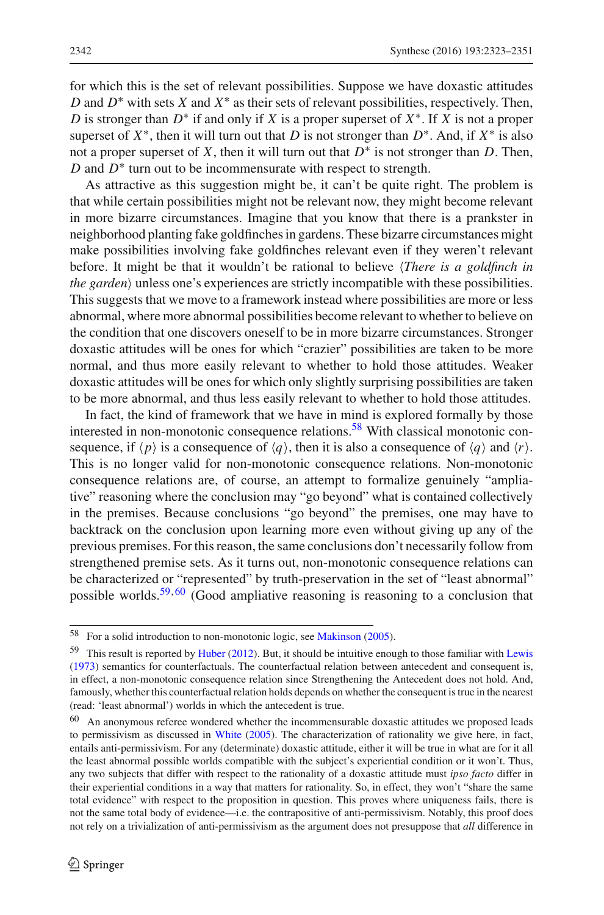for which this is the set of relevant possibilities. Suppose we have doxastic attitudes $D$ and $D^*$ with sets $X$ and $X^*$ as their sets of relevant possibilities, respectively. Then, $D$ is stronger than $D^*$ if and only if $X$ is a proper superset of $X^*$. If $X$ is not a proper superset of $X^*$, then it will turn out that $D$ is not stronger than $D^*$. And, if $X^*$ is also not a proper superset of $X$, then it will turn out that $D^*$ is not stronger than $D$. Then, $D$ and $D^*$ turn out to be incommensurate with respect to strength.

As attractive as this suggestion might be, it can't be quite right. The problem is that while certain possibilities might not be relevant now, they might become relevant in more bizarre circumstances. Imagine that you know that there is a prankster in neighborhood planting fake goldfinches in gardens. These bizarre circumstances might make possibilities involving fake goldfinches relevant even if they weren't relevant before. It might be that it wouldn't be rational to believe ⟨*There is a goldfinch in the garden*⟩ unless one's experiences are strictly incompatible with these possibilities. This suggests that we move to a framework instead where possibilities are more or less abnormal, where more abnormal possibilities become relevant to whether to believe on the condition that one discovers oneself to be in more bizarre circumstances. Stronger doxastic attitudes will be ones for which "crazier" possibilities are taken to be more normal, and thus more easily relevant to whether to hold those attitudes. Weaker doxastic attitudes will be ones for which only slightly surprising possibilities are taken to be more abnormal, and thus less easily relevant to whether to hold those attitudes.

In fact, the kind of framework that we have in mind is explored formally by those interested in non-monotonic consequence relations.[58] With classical monotonic consequence, if $\langle p \rangle$ is a consequence of $\langle q \rangle$, then it is also a consequence of $\langle q \rangle$ and $\langle r \rangle$. This is no longer valid for non-monotonic consequence relations. Non-monotonic consequence relations are, of course, an attempt to formalize genuinely "ampliative" reasoning where the conclusion may "go beyond" what is contained collectively in the premises. Because conclusions "go beyond" the premises, one may have to backtrack on the conclusion upon learning more even without giving up any of the previous premises. For this reason, the same conclusions don't necessarily follow from strengthened premise sets. As it turns out, non-monotonic consequence relations can be characterized or "represented" by truth-preservation in the set of "least abnormal" possible worlds.[59,60] (Good ampliative reasoning is reasoning to a conclusion that

---

[58] For a solid introduction to non-monotonic logic, see Makinson (2005).

[59] This result is reported by Huber (2012). But, it should be intuitive enough to those familiar with Lewis (1973) semantics for counterfactuals. The counterfactual relation between antecedent and consequent is, in effect, a non-monotonic consequence relation since Strengthening the Antecedent does not hold. And, famously, whether this counterfactual relation holds depends on whether the consequent is true in the nearest (read: 'least abnormal') worlds in which the antecedent is true.

[60] An anonymous referee wondered whether the incommensurable doxastic attitudes we proposed leads to permissivism as discussed in White (2005). The characterization of rationality we give here, in fact, entails anti-permissivism. For any (determinate) doxastic attitude, either it will be true in what are for it all the least abnormal possible worlds compatible with the subject's experiential condition or it won't. Thus, any two subjects that differ with respect to the rationality of a doxastic attitude must *ipso facto* differ in their experiential conditions in a way that matters for rationality. So, in effect, they won't "share the same total evidence" with respect to the proposition in question. This proves where uniqueness fails, there is not the same total body of evidence—i.e. the contrapositive of anti-permissivism. Notably, this proof does not rely on a trivialization of anti-permissivism as the argument does not presuppose that *all* difference in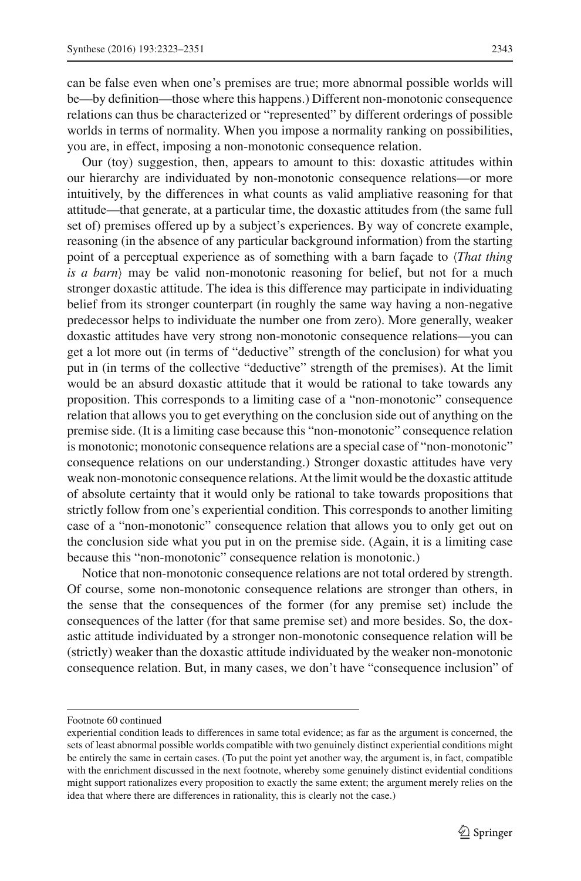can be false even when one's premises are true; more abnormal possible worlds will be—by definition—those where this happens.) Different non-monotonic consequence relations can thus be characterized or "represented" by different orderings of possible worlds in terms of normality. When you impose a normality ranking on possibilities, you are, in effect, imposing a non-monotonic consequence relation.

Our (toy) suggestion, then, appears to amount to this: doxastic attitudes within our hierarchy are individuated by non-monotonic consequence relations—or more intuitively, by the differences in what counts as valid ampliative reasoning for that attitude—that generate, at a particular time, the doxastic attitudes from (the same full set of) premises offered up by a subject's experiences. By way of concrete example, reasoning (in the absence of any particular background information) from the starting point of a perceptual experience as of something with a barn façade to ⟨*That thing is a barn*⟩ may be valid non-monotonic reasoning for belief, but not for a much stronger doxastic attitude. The idea is this difference may participate in individuating belief from its stronger counterpart (in roughly the same way having a non-negative predecessor helps to individuate the number one from zero). More generally, weaker doxastic attitudes have very strong non-monotonic consequence relations—you can get a lot more out (in terms of "deductive" strength of the conclusion) for what you put in (in terms of the collective "deductive" strength of the premises). At the limit would be an absurd doxastic attitude that it would be rational to take towards any proposition. This corresponds to a limiting case of a "non-monotonic" consequence relation that allows you to get everything on the conclusion side out of anything on the premise side. (It is a limiting case because this "non-monotonic" consequence relation is monotonic; monotonic consequence relations are a special case of "non-monotonic" consequence relations on our understanding.) Stronger doxastic attitudes have very weak non-monotonic consequence relations. At the limit would be the doxastic attitude of absolute certainty that it would only be rational to take towards propositions that strictly follow from one's experiential condition. This corresponds to another limiting case of a "non-monotonic" consequence relation that allows you to only get out on the conclusion side what you put in on the premise side. (Again, it is a limiting case because this "non-monotonic" consequence relation is monotonic.)

Notice that non-monotonic consequence relations are not total ordered by strength. Of course, some non-monotonic consequence relations are stronger than others, in the sense that the consequences of the former (for any premise set) include the consequences of the latter (for that same premise set) and more besides. So, the doxastic attitude individuated by a stronger non-monotonic consequence relation will be (strictly) weaker than the doxastic attitude individuated by the weaker non-monotonic consequence relation. But, in many cases, we don't have "consequence inclusion" of

---

Footnote 60 continued

experiential condition leads to differences in same total evidence; as far as the argument is concerned, the sets of least abnormal possible worlds compatible with two genuinely distinct experiential conditions might be entirely the same in certain cases. (To put the point yet another way, the argument is, in fact, compatible with the enrichment discussed in the next footnote, whereby some genuinely distinct evidential conditions might support rationalizes every proposition to exactly the same extent; the argument merely relies on the idea that where there are differences in rationality, this is clearly not the case.)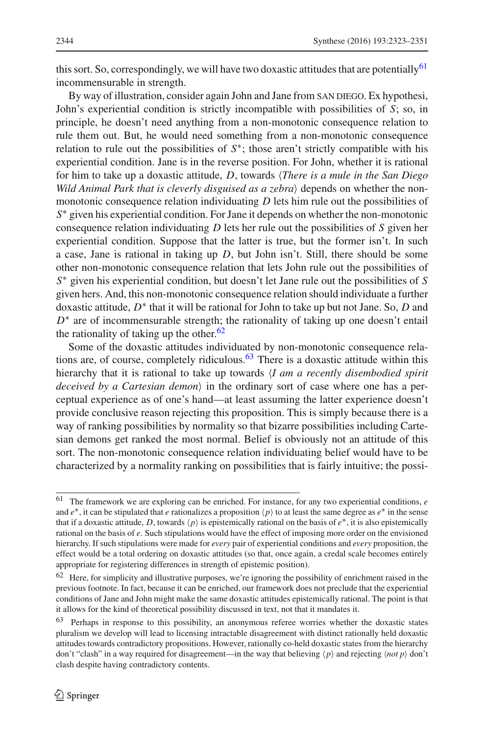this sort. So, correspondingly, we will have two doxastic attitudes that are potentially[61] incommensurable in strength.

By way of illustration, consider again John and Jane from SAN DIEGO. Ex hypothesi, John's experiential condition is strictly incompatible with possibilities of $S$; so, in principle, he doesn't need anything from a non-monotonic consequence relation to rule them out. But, he would need something from a non-monotonic consequence relation to rule out the possibilities of $S^*$; those aren't strictly compatible with his experiential condition. Jane is in the reverse position. For John, whether it is rational for him to take up a doxastic attitude, $D$, towards ⟨*There is a mule in the San Diego Wild Animal Park that is cleverly disguised as a zebra*⟩ depends on whether the non-monotonic consequence relation individuating $D$ lets him rule out the possibilities of $S^*$ given his experiential condition. For Jane it depends on whether the non-monotonic consequence relation individuating $D$ lets her rule out the possibilities of $S$ given her experiential condition. Suppose that the latter is true, but the former isn't. In such a case, Jane is rational in taking up $D$, but John isn't. Still, there should be some other non-monotonic consequence relation that lets John rule out the possibilities of $S^*$ given his experiential condition, but doesn't let Jane rule out the possibilities of $S$ given hers. And, this non-monotonic consequence relation should individuate a further doxastic attitude, $D^*$ that it will be rational for John to take up but not Jane. So, $D$ and $D^*$ are of incommensurable strength; the rationality of taking up one doesn't entail the rationality of taking up the other.[62]

Some of the doxastic attitudes individuated by non-monotonic consequence relations are, of course, completely ridiculous.[63] There is a doxastic attitude within this hierarchy that it is rational to take up towards ⟨*I am a recently disembodied spirit deceived by a Cartesian demon*⟩ in the ordinary sort of case where one has a perceptual experience as of one's hand—at least assuming the latter experience doesn't provide conclusive reason rejecting this proposition. This is simply because there is a way of ranking possibilities by normality so that bizarre possibilities including Cartesian demons get ranked the most normal. Belief is obviously not an attitude of this sort. The non-monotonic consequence relation individuating belief would have to be characterized by a normality ranking on possibilities that is fairly intuitive; the possi-

---

[61] The framework we are exploring can be enriched. For instance, for any two experiential conditions, $e$ and $e^*$, it can be stipulated that $e$ rationalizes a proposition ⟨$p$⟩ to at least the same degree as $e^*$ in the sense that if a doxastic attitude, $D$, towards ⟨$p$⟩ is epistemically rational on the basis of $e^*$, it is also epistemically rational on the basis of $e$. Such stipulations would have the effect of imposing more order on the envisioned hierarchy. If such stipulations were made for *every* pair of experiential conditions and *every* proposition, the effect would be a total ordering on doxastic attitudes (so that, once again, a credal scale becomes entirely appropriate for registering differences in strength of epistemic position).

[62] Here, for simplicity and illustrative purposes, we're ignoring the possibility of enrichment raised in the previous footnote. In fact, because it can be enriched, our framework does not preclude that the experiential conditions of Jane and John might make the same doxastic attitudes epistemically rational. The point is that it allows for the kind of theoretical possibility discussed in text, not that it mandates it.

[63] Perhaps in response to this possibility, an anonymous referee worries whether the doxastic states pluralism we develop will lead to licensing intractable disagreement with distinct rationally held doxastic attitudes towards contradictory propositions. However, rationally co-held doxastic states from the hierarchy don't "clash" in a way required for disagreement—in the way that believing ⟨$p$⟩ and rejecting ⟨*not p*⟩ don't clash despite having contradictory contents.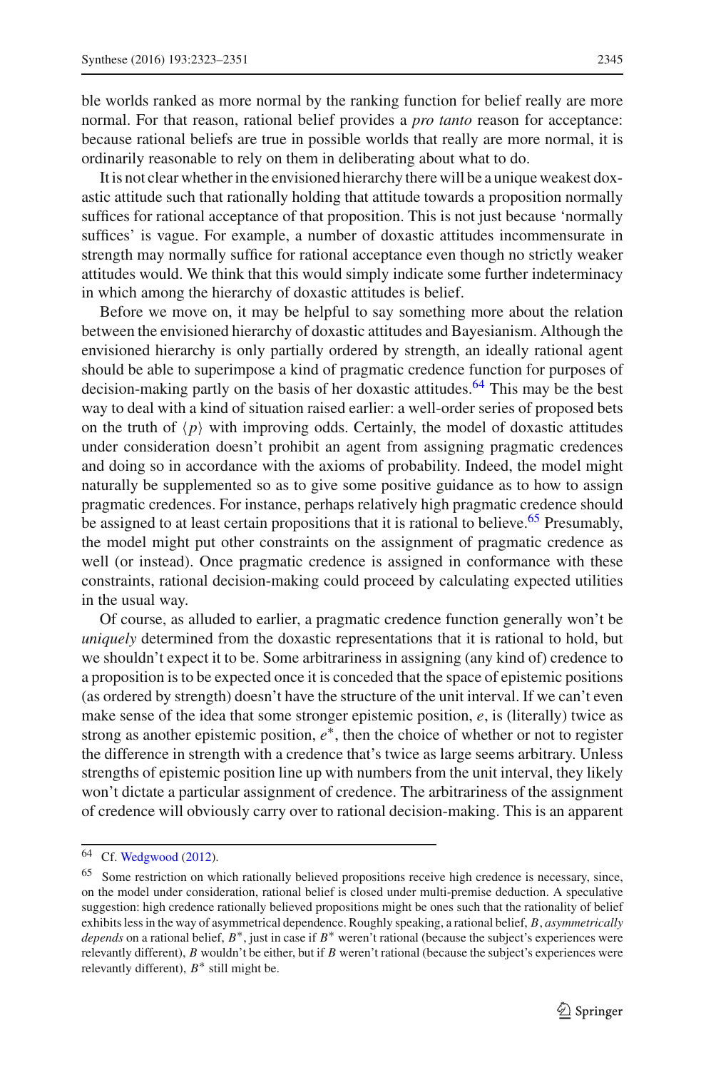ble worlds ranked as more normal by the ranking function for belief really are more normal. For that reason, rational belief provides a *pro tanto* reason for acceptance: because rational beliefs are true in possible worlds that really are more normal, it is ordinarily reasonable to rely on them in deliberating about what to do.

It is not clear whether in the envisioned hierarchy there will be a unique weakest doxastic attitude such that rationally holding that attitude towards a proposition normally suffices for rational acceptance of that proposition. This is not just because 'normally suffices' is vague. For example, a number of doxastic attitudes incommensurate in strength may normally suffice for rational acceptance even though no strictly weaker attitudes would. We think that this would simply indicate some further indeterminacy in which among the hierarchy of doxastic attitudes is belief.

Before we move on, it may be helpful to say something more about the relation between the envisioned hierarchy of doxastic attitudes and Bayesianism. Although the envisioned hierarchy is only partially ordered by strength, an ideally rational agent should be able to superimpose a kind of pragmatic credence function for purposes of decision-making partly on the basis of her doxastic attitudes.[64] This may be the best way to deal with a kind of situation raised earlier: a well-order series of proposed bets on the truth of $\langle p \rangle$ with improving odds. Certainly, the model of doxastic attitudes under consideration doesn't prohibit an agent from assigning pragmatic credences and doing so in accordance with the axioms of probability. Indeed, the model might naturally be supplemented so as to give some positive guidance as to how to assign pragmatic credences. For instance, perhaps relatively high pragmatic credence should be assigned to at least certain propositions that it is rational to believe.[65] Presumably, the model might put other constraints on the assignment of pragmatic credence as well (or instead). Once pragmatic credence is assigned in conformance with these constraints, rational decision-making could proceed by calculating expected utilities in the usual way.

Of course, as alluded to earlier, a pragmatic credence function generally won't be *uniquely* determined from the doxastic representations that it is rational to hold, but we shouldn't expect it to be. Some arbitrariness in assigning (any kind of) credence to a proposition is to be expected once it is conceded that the space of epistemic positions (as ordered by strength) doesn't have the structure of the unit interval. If we can't even make sense of the idea that some stronger epistemic position, $e$, is (literally) twice as strong as another epistemic position, $e^*$, then the choice of whether or not to register the difference in strength with a credence that's twice as large seems arbitrary. Unless strengths of epistemic position line up with numbers from the unit interval, they likely won't dictate a particular assignment of credence. The arbitrariness of the assignment of credence will obviously carry over to rational decision-making. This is an apparent

---

[64] Cf. Wedgwood (2012).

[65] Some restriction on which rationally believed propositions receive high credence is necessary, since, on the model under consideration, rational belief is closed under multi-premise deduction. A speculative suggestion: high credence rationally believed propositions might be ones such that the rationality of belief exhibits less in the way of asymmetrical dependence. Roughly speaking, a rational belief, $B$, *asymmetrically depends* on a rational belief, $B^*$, just in case if $B^*$ weren't rational (because the subject's experiences were relevantly different), $B$ wouldn't be either, but if $B$ weren't rational (because the subject's experiences were relevantly different), $B^*$ still might be.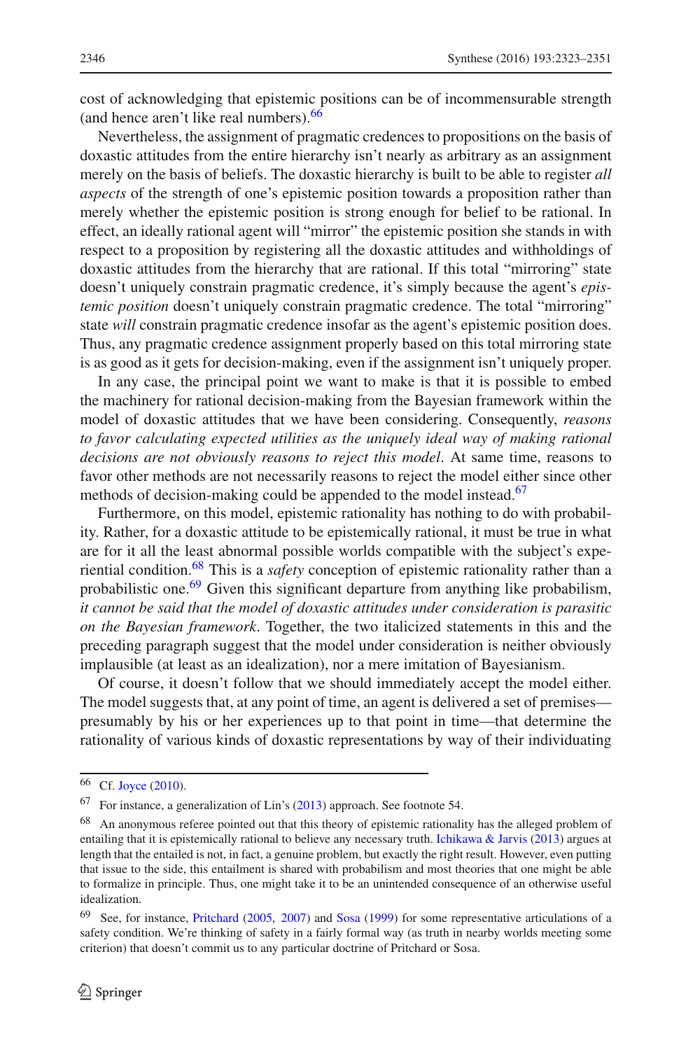cost of acknowledging that epistemic positions can be of incommensurable strength (and hence aren't like real numbers).[66]

Nevertheless, the assignment of pragmatic credences to propositions on the basis of doxastic attitudes from the entire hierarchy isn't nearly as arbitrary as an assignment merely on the basis of beliefs. The doxastic hierarchy is built to be able to register *all aspects* of the strength of one's epistemic position towards a proposition rather than merely whether the epistemic position is strong enough for belief to be rational. In effect, an ideally rational agent will "mirror" the epistemic position she stands in with respect to a proposition by registering all the doxastic attitudes and withholdings of doxastic attitudes from the hierarchy that are rational. If this total "mirroring" state doesn't uniquely constrain pragmatic credence, it's simply because the agent's *epistemic position* doesn't uniquely constrain pragmatic credence. The total "mirroring" state *will* constrain pragmatic credence insofar as the agent's epistemic position does. Thus, any pragmatic credence assignment properly based on this total mirroring state is as good as it gets for decision-making, even if the assignment isn't uniquely proper.

In any case, the principal point we want to make is that it is possible to embed the machinery for rational decision-making from the Bayesian framework within the model of doxastic attitudes that we have been considering. Consequently, *reasons to favor calculating expected utilities as the uniquely ideal way of making rational decisions are not obviously reasons to reject this model*. At same time, reasons to favor other methods are not necessarily reasons to reject the model either since other methods of decision-making could be appended to the model instead.[67]

Furthermore, on this model, epistemic rationality has nothing to do with probability. Rather, for a doxastic attitude to be epistemically rational, it must be true in what are for it all the least abnormal possible worlds compatible with the subject's experiential condition.[68] This is a *safety* conception of epistemic rationality rather than a probabilistic one.[69] Given this significant departure from anything like probabilism, *it cannot be said that the model of doxastic attitudes under consideration is parasitic on the Bayesian framework*. Together, the two italicized statements in this and the preceding paragraph suggest that the model under consideration is neither obviously implausible (at least as an idealization), nor a mere imitation of Bayesianism.

Of course, it doesn't follow that we should immediately accept the model either. The model suggests that, at any point of time, an agent is delivered a set of premises—presumably by his or her experiences up to that point in time—that determine the rationality of various kinds of doxastic representations by way of their individuating

---

[66] Cf. Joyce (2010).

[67] For instance, a generalization of Lin's (2013) approach. See footnote 54.

[68] An anonymous referee pointed out that this theory of epistemic rationality has the alleged problem of entailing that it is epistemically rational to believe any necessary truth. Ichikawa & Jarvis (2013) argues at length that the entailed is not, in fact, a genuine problem, but exactly the right result. However, even putting that issue to the side, this entailment is shared with probabilism and most theories that one might be able to formalize in principle. Thus, one might take it to be an unintended consequence of an otherwise useful idealization.

[69] See, for instance, Pritchard (2005, 2007) and Sosa (1999) for some representative articulations of a safety condition. We're thinking of safety in a fairly formal way (as truth in nearby worlds meeting some criterion) that doesn't commit us to any particular doctrine of Pritchard or Sosa.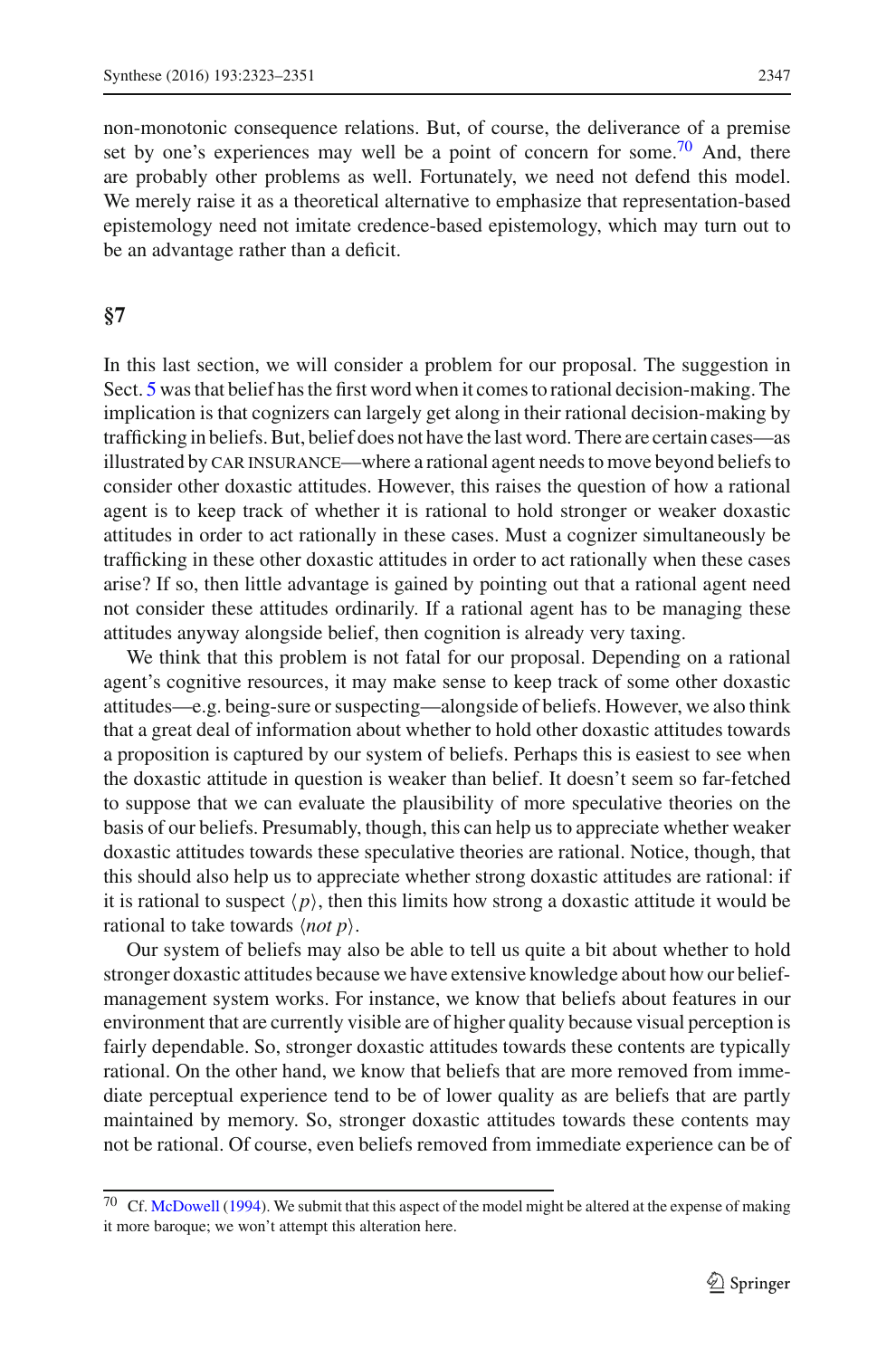non-monotonic consequence relations. But, of course, the deliverance of a premise set by one's experiences may well be a point of concern for some.[70] And, there are probably other problems as well. Fortunately, we need not defend this model. We merely raise it as a theoretical alternative to emphasize that representation-based epistemology need not imitate credence-based epistemology, which may turn out to be an advantage rather than a deficit.

## §7

In this last section, we will consider a problem for our proposal. The suggestion in Sect. 5 was that belief has the first word when it comes to rational decision-making. The implication is that cognizers can largely get along in their rational decision-making by trafficking in beliefs. But, belief does not have the last word. There are certain cases—as illustrated by CAR INSURANCE—where a rational agent needs to move beyond beliefs to consider other doxastic attitudes. However, this raises the question of how a rational agent is to keep track of whether it is rational to hold stronger or weaker doxastic attitudes in order to act rationally in these cases. Must a cognizer simultaneously be trafficking in these other doxastic attitudes in order to act rationally when these cases arise? If so, then little advantage is gained by pointing out that a rational agent need not consider these attitudes ordinarily. If a rational agent has to be managing these attitudes anyway alongside belief, then cognition is already very taxing.

We think that this problem is not fatal for our proposal. Depending on a rational agent's cognitive resources, it may make sense to keep track of some other doxastic attitudes—e.g. being-sure or suspecting—alongside of beliefs. However, we also think that a great deal of information about whether to hold other doxastic attitudes towards a proposition is captured by our system of beliefs. Perhaps this is easiest to see when the doxastic attitude in question is weaker than belief. It doesn't seem so far-fetched to suppose that we can evaluate the plausibility of more speculative theories on the basis of our beliefs. Presumably, though, this can help us to appreciate whether weaker doxastic attitudes towards these speculative theories are rational. Notice, though, that this should also help us to appreciate whether strong doxastic attitudes are rational: if it is rational to suspect $\langle p \rangle$, then this limits how strong a doxastic attitude it would be rational to take towards $\langle$*not p*$\rangle$.

Our system of beliefs may also be able to tell us quite a bit about whether to hold stronger doxastic attitudes because we have extensive knowledge about how our belief-management system works. For instance, we know that beliefs about features in our environment that are currently visible are of higher quality because visual perception is fairly dependable. So, stronger doxastic attitudes towards these contents are typically rational. On the other hand, we know that beliefs that are more removed from immediate perceptual experience tend to be of lower quality as are beliefs that are partly maintained by memory. So, stronger doxastic attitudes towards these contents may not be rational. Of course, even beliefs removed from immediate experience can be of

---

[70] Cf. McDowell (1994). We submit that this aspect of the model might be altered at the expense of making it more baroque; we won't attempt this alteration here.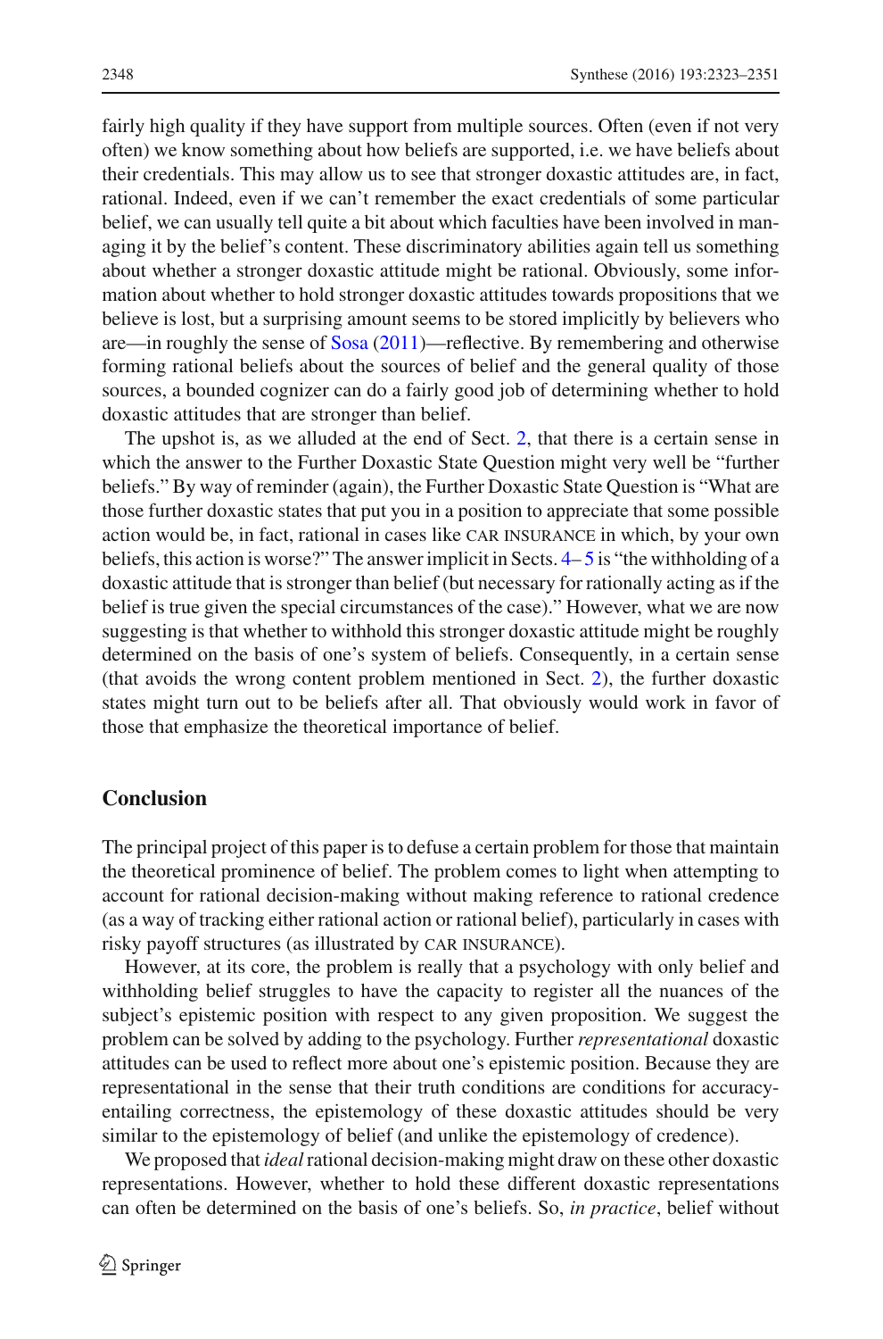fairly high quality if they have support from multiple sources. Often (even if not very often) we know something about how beliefs are supported, i.e. we have beliefs about their credentials. This may allow us to see that stronger doxastic attitudes are, in fact, rational. Indeed, even if we can't remember the exact credentials of some particular belief, we can usually tell quite a bit about which faculties have been involved in managing it by the belief's content. These discriminatory abilities again tell us something about whether a stronger doxastic attitude might be rational. Obviously, some information about whether to hold stronger doxastic attitudes towards propositions that we believe is lost, but a surprising amount seems to be stored implicitly by believers who are—in roughly the sense of Sosa (2011)—reflective. By remembering and otherwise forming rational beliefs about the sources of belief and the general quality of those sources, a bounded cognizer can do a fairly good job of determining whether to hold doxastic attitudes that are stronger than belief.

The upshot is, as we alluded at the end of Sect. 2, that there is a certain sense in which the answer to the Further Doxastic State Question might very well be "further beliefs." By way of reminder (again), the Further Doxastic State Question is "What are those further doxastic states that put you in a position to appreciate that some possible action would be, in fact, rational in cases like CAR INSURANCE in which, by your own beliefs, this action is worse?" The answer implicit in Sects. 4–5 is "the withholding of a doxastic attitude that is stronger than belief (but necessary for rationally acting as if the belief is true given the special circumstances of the case)." However, what we are now suggesting is that whether to withhold this stronger doxastic attitude might be roughly determined on the basis of one's system of beliefs. Consequently, in a certain sense (that avoids the wrong content problem mentioned in Sect. 2), the further doxastic states might turn out to be beliefs after all. That obviously would work in favor of those that emphasize the theoretical importance of belief.

## Conclusion

The principal project of this paper is to defuse a certain problem for those that maintain the theoretical prominence of belief. The problem comes to light when attempting to account for rational decision-making without making reference to rational credence (as a way of tracking either rational action or rational belief), particularly in cases with risky payoff structures (as illustrated by CAR INSURANCE).

However, at its core, the problem is really that a psychology with only belief and withholding belief struggles to have the capacity to register all the nuances of the subject's epistemic position with respect to any given proposition. We suggest the problem can be solved by adding to the psychology. Further *representational* doxastic attitudes can be used to reflect more about one's epistemic position. Because they are representational in the sense that their truth conditions are conditions for accuracy-entailing correctness, the epistemology of these doxastic attitudes should be very similar to the epistemology of belief (and unlike the epistemology of credence).

We proposed that *ideal* rational decision-making might draw on these other doxastic representations. However, whether to hold these different doxastic representations can often be determined on the basis of one's beliefs. So, *in practice*, belief without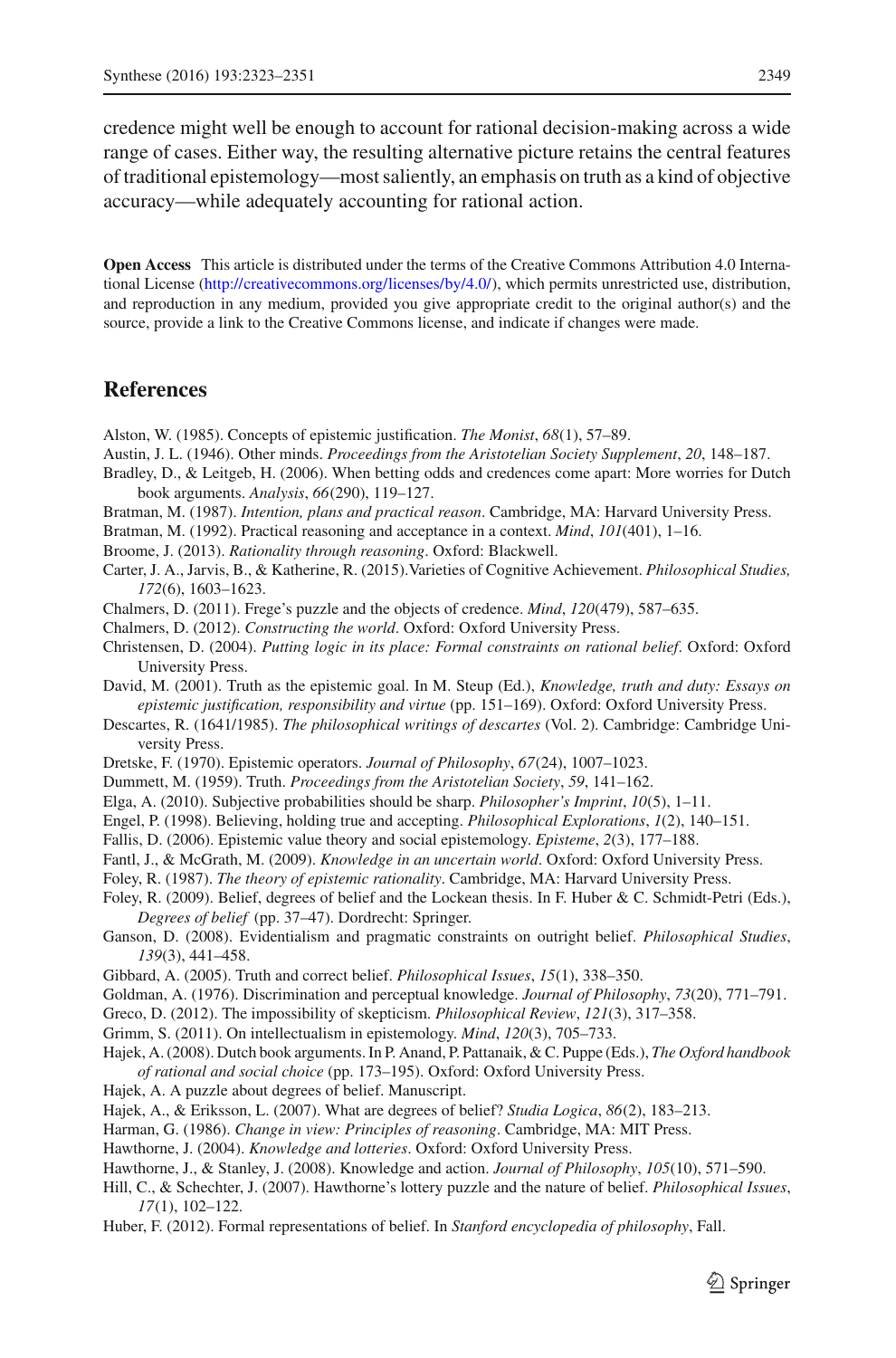credence might well be enough to account for rational decision-making across a wide range of cases. Either way, the resulting alternative picture retains the central features of traditional epistemology—most saliently, an emphasis on truth as a kind of objective accuracy—while adequately accounting for rational action.

**Open Access** This article is distributed under the terms of the Creative Commons Attribution 4.0 International License (http://creativecommons.org/licenses/by/4.0/), which permits unrestricted use, distribution, and reproduction in any medium, provided you give appropriate credit to the original author(s) and the source, provide a link to the Creative Commons license, and indicate if changes were made.

## References

Alston, W. (1985). Concepts of epistemic justification. *The Monist*, *68*(1), 57–89.

Austin, J. L. (1946). Other minds. *Proceedings from the Aristotelian Society Supplement*, *20*, 148–187.

Bradley, D., & Leitgeb, H. (2006). When betting odds and credences come apart: More worries for Dutch book arguments. *Analysis*, *66*(290), 119–127.

Bratman, M. (1987). *Intention, plans and practical reason*. Cambridge, MA: Harvard University Press.

Bratman, M. (1992). Practical reasoning and acceptance in a context. *Mind*, *101*(401), 1–16.

Broome, J. (2013). *Rationality through reasoning*. Oxford: Blackwell.

Carter, J. A., Jarvis, B., & Katherine, R. (2015).Varieties of Cognitive Achievement. *Philosophical Studies, 172*(6), 1603–1623.

Chalmers, D. (2011). Frege's puzzle and the objects of credence. *Mind*, *120*(479), 587–635.

Chalmers, D. (2012). *Constructing the world*. Oxford: Oxford University Press.

Christensen, D. (2004). *Putting logic in its place: Formal constraints on rational belief*. Oxford: Oxford University Press.

David, M. (2001). Truth as the epistemic goal. In M. Steup (Ed.), *Knowledge, truth and duty: Essays on epistemic justification, responsibility and virtue* (pp. 151–169). Oxford: Oxford University Press.

Descartes, R. (1641/1985). *The philosophical writings of descartes* (Vol. 2). Cambridge: Cambridge University Press.

Dretske, F. (1970). Epistemic operators. *Journal of Philosophy*, *67*(24), 1007–1023.

Dummett, M. (1959). Truth. *Proceedings from the Aristotelian Society*, *59*, 141–162.

Elga, A. (2010). Subjective probabilities should be sharp. *Philosopher's Imprint*, *10*(5), 1–11.

Engel, P. (1998). Believing, holding true and accepting. *Philosophical Explorations*, *1*(2), 140–151.

Fallis, D. (2006). Epistemic value theory and social epistemology. *Episteme*, *2*(3), 177–188.

Fantl, J., & McGrath, M. (2009). *Knowledge in an uncertain world*. Oxford: Oxford University Press.

Foley, R. (1987). *The theory of epistemic rationality*. Cambridge, MA: Harvard University Press.

Foley, R. (2009). Belief, degrees of belief and the Lockean thesis. In F. Huber & C. Schmidt-Petri (Eds.), *Degrees of belief* (pp. 37–47). Dordrecht: Springer.

Ganson, D. (2008). Evidentialism and pragmatic constraints on outright belief. *Philosophical Studies*, *139*(3), 441–458.

Gibbard, A. (2005). Truth and correct belief. *Philosophical Issues*, *15*(1), 338–350.

Goldman, A. (1976). Discrimination and perceptual knowledge. *Journal of Philosophy*, *73*(20), 771–791.

Greco, D. (2012). The impossibility of skepticism. *Philosophical Review*, *121*(3), 317–358.

Grimm, S. (2011). On intellectualism in epistemology. *Mind*, *120*(3), 705–733.

Hajek, A. (2008). Dutch book arguments. In P. Anand, P. Pattanaik, & C. Puppe (Eds.), *The Oxford handbook of rational and social choice* (pp. 173–195). Oxford: Oxford University Press.

Hajek, A. A puzzle about degrees of belief. Manuscript.

Hajek, A., & Eriksson, L. (2007). What are degrees of belief? *Studia Logica*, *86*(2), 183–213.

Harman, G. (1986). *Change in view: Principles of reasoning*. Cambridge, MA: MIT Press.

Hawthorne, J. (2004). *Knowledge and lotteries*. Oxford: Oxford University Press.

Hawthorne, J., & Stanley, J. (2008). Knowledge and action. *Journal of Philosophy*, *105*(10), 571–590.

Hill, C., & Schechter, J. (2007). Hawthorne's lottery puzzle and the nature of belief. *Philosophical Issues*, *17*(1), 102–122.

Huber, F. (2012). Formal representations of belief. In *Stanford encyclopedia of philosophy*, Fall.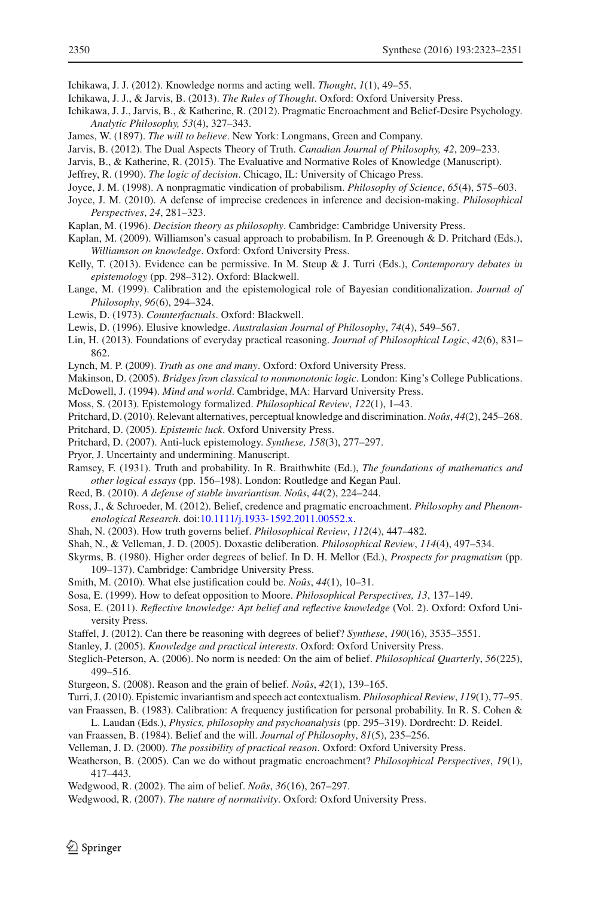Ichikawa, J. J. (2012). Knowledge norms and acting well. *Thought*, *1*(1), 49–55.

Ichikawa, J. J., & Jarvis, B. (2013). *The Rules of Thought*. Oxford: Oxford University Press.

Ichikawa, J. J., Jarvis, B., & Katherine, R. (2012). Pragmatic Encroachment and Belief-Desire Psychology. *Analytic Philosophy, 53*(4), 327–343.

James, W. (1897). *The will to believe*. New York: Longmans, Green and Company.

Jarvis, B. (2012). The Dual Aspects Theory of Truth. *Canadian Journal of Philosophy, 42*, 209–233.

Jarvis, B., & Katherine, R. (2015). The Evaluative and Normative Roles of Knowledge (Manuscript).

Jeffrey, R. (1990). *The logic of decision*. Chicago, IL: University of Chicago Press.

Joyce, J. M. (1998). A nonpragmatic vindication of probabilism. *Philosophy of Science*, *65*(4), 575–603.

Joyce, J. M. (2010). A defense of imprecise credences in inference and decision-making. *Philosophical Perspectives*, *24*, 281–323.

Kaplan, M. (1996). *Decision theory as philosophy*. Cambridge: Cambridge University Press.

Kaplan, M. (2009). Williamson's casual approach to probabilism. In P. Greenough & D. Pritchard (Eds.), *Williamson on knowledge*. Oxford: Oxford University Press.

Kelly, T. (2013). Evidence can be permissive. In M. Steup & J. Turri (Eds.), *Contemporary debates in epistemology* (pp. 298–312). Oxford: Blackwell.

Lange, M. (1999). Calibration and the epistemological role of Bayesian conditionalization. *Journal of Philosophy*, *96*(6), 294–324.

Lewis, D. (1973). *Counterfactuals*. Oxford: Blackwell.

Lewis, D. (1996). Elusive knowledge. *Australasian Journal of Philosophy*, *74*(4), 549–567.

Lin, H. (2013). Foundations of everyday practical reasoning. *Journal of Philosophical Logic*, *42*(6), 831–862.

Lynch, M. P. (2009). *Truth as one and many*. Oxford: Oxford University Press.

Makinson, D. (2005). *Bridges from classical to nonmonotonic logic*. London: King's College Publications.

McDowell, J. (1994). *Mind and world*. Cambridge, MA: Harvard University Press.

Moss, S. (2013). Epistemology formalized. *Philosophical Review*, *122*(1), 1–43.

Pritchard, D. (2010). Relevant alternatives, perceptual knowledge and discrimination. *Noûs*, *44*(2), 245–268.

Pritchard, D. (2005). *Epistemic luck*. Oxford University Press.

Pritchard, D. (2007). Anti-luck epistemology. *Synthese, 158*(3), 277–297.

Pryor, J. Uncertainty and undermining. Manuscript.

Ramsey, F. (1931). Truth and probability. In R. Braithwhite (Ed.), *The foundations of mathematics and other logical essays* (pp. 156–198). London: Routledge and Kegan Paul.

Reed, B. (2010). *A defense of stable invariantism. Noûs*, *44*(2), 224–244.

Ross, J., & Schroeder, M. (2012). Belief, credence and pragmatic encroachment. *Philosophy and Phenomenological Research*. doi:10.1111/j.1933-1592.2011.00552.x.

Shah, N. (2003). How truth governs belief. *Philosophical Review*, *112*(4), 447–482.

Shah, N., & Velleman, J. D. (2005). Doxastic deliberation. *Philosophical Review*, *114*(4), 497–534.

Skyrms, B. (1980). Higher order degrees of belief. In D. H. Mellor (Ed.), *Prospects for pragmatism* (pp. 109–137). Cambridge: Cambridge University Press.

Smith, M. (2010). What else justification could be. *Noûs*, *44*(1), 10–31.

Sosa, E. (1999). How to defeat opposition to Moore. *Philosophical Perspectives, 13*, 137–149.

Sosa, E. (2011). *Reflective knowledge: Apt belief and reflective knowledge* (Vol. 2). Oxford: Oxford University Press.

Staffel, J. (2012). Can there be reasoning with degrees of belief? *Synthese*, *190*(16), 3535–3551.

Stanley, J. (2005). *Knowledge and practical interests*. Oxford: Oxford University Press.

Steglich-Peterson, A. (2006). No norm is needed: On the aim of belief. *Philosophical Quarterly*, *56*(225), 499–516.

Sturgeon, S. (2008). Reason and the grain of belief. *Noûs*, *42*(1), 139–165.

Turri, J. (2010). Epistemic invariantism and speech act contextualism. *Philosophical Review*, *119*(1), 77–95.

van Fraassen, B. (1983). Calibration: A frequency justification for personal probability. In R. S. Cohen & L. Laudan (Eds.), *Physics, philosophy and psychoanalysis* (pp. 295–319). Dordrecht: D. Reidel.

van Fraassen, B. (1984). Belief and the will. *Journal of Philosophy*, *81*(5), 235–256.

Velleman, J. D. (2000). *The possibility of practical reason*. Oxford: Oxford University Press.

Weatherson, B. (2005). Can we do without pragmatic encroachment? *Philosophical Perspectives*, *19*(1), 417–443.

Wedgwood, R. (2002). The aim of belief. *Noûs*, *36*(16), 267–297.

Wedgwood, R. (2007). *The nature of normativity*. Oxford: Oxford University Press.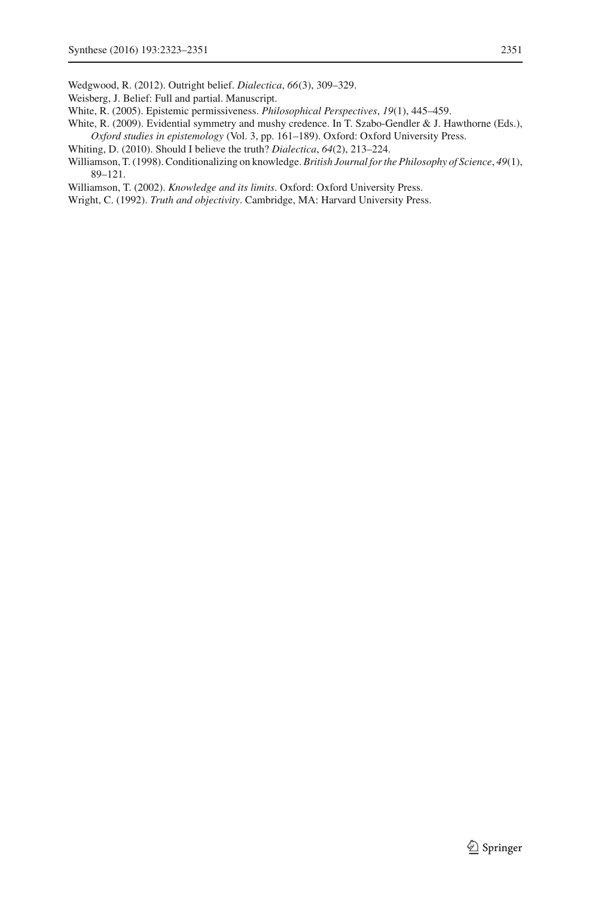Wedgwood, R. (2012). Outright belief. *Dialectica*, *66*(3), 309–329.

Weisberg, J. Belief: Full and partial. Manuscript.

White, R. (2005). Epistemic permissiveness. *Philosophical Perspectives*, *19*(1), 445–459.

White, R. (2009). Evidential symmetry and mushy credence. In T. Szabo-Gendler & J. Hawthorne (Eds.), *Oxford studies in epistemology* (Vol. 3, pp. 161–189). Oxford: Oxford University Press.

Whiting, D. (2010). Should I believe the truth? *Dialectica*, *64*(2), 213–224.

Williamson, T. (1998). Conditionalizing on knowledge. *British Journal for the Philosophy of Science*, *49*(1), 89–121.

Williamson, T. (2002). *Knowledge and its limits*. Oxford: Oxford University Press.

Wright, C. (1992). *Truth and objectivity*. Cambridge, MA: Harvard University Press.